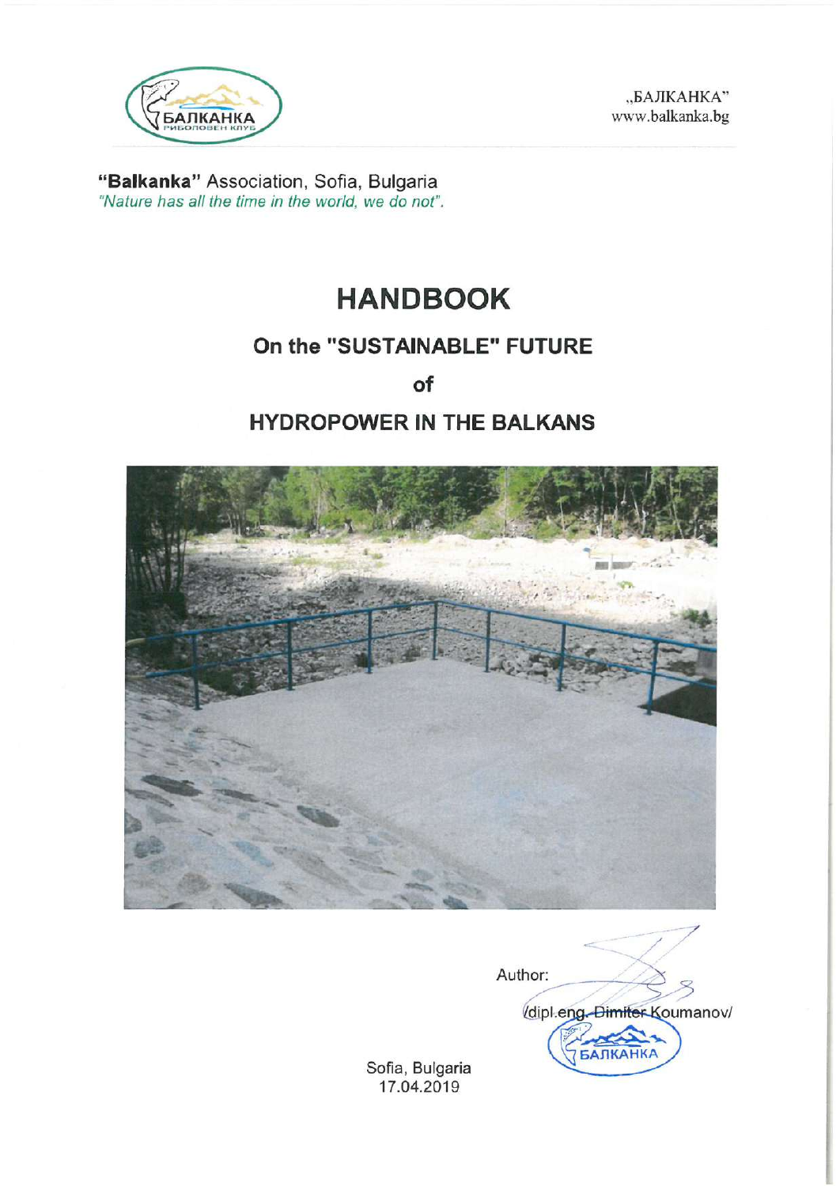„БАЛКАНКА"
www.balkanka.bg

**"Balkanka"** Association, Sofia, Bulgaria
*"Nature has all the time in the world, we do not".*

# HANDBOOK

## On the "SUSTAINABLE" FUTURE

## of

## HYDROPOWER IN THE BALKANS

Author:

/dipl.eng. Dimiter Koumanov/

Sofia, Bulgaria
17.04.2019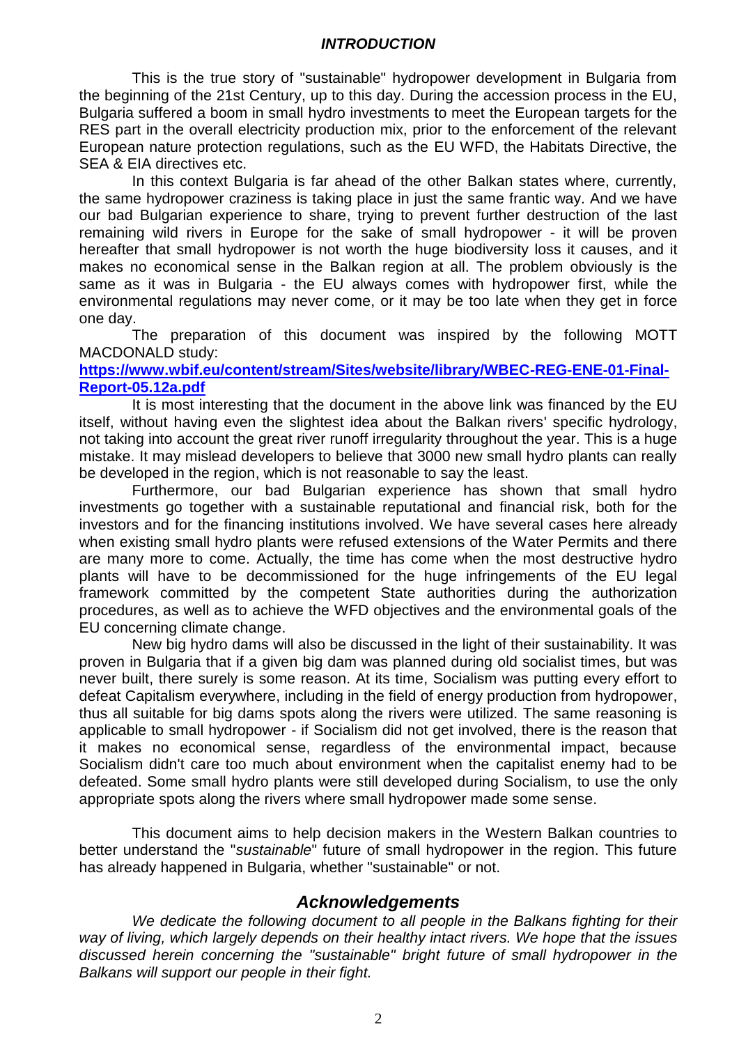## *INTRODUCTION*

This is the true story of "sustainable" hydropower development in Bulgaria from the beginning of the 21st Century, up to this day. During the accession process in the EU, Bulgaria suffered a boom in small hydro investments to meet the European targets for the RES part in the overall electricity production mix, prior to the enforcement of the relevant European nature protection regulations, such as the EU WFD, the Habitats Directive, the SEA & EIA directives etc.

In this context Bulgaria is far ahead of the other Balkan states where, currently, the same hydropower craziness is taking place in just the same frantic way. And we have our bad Bulgarian experience to share, trying to prevent further destruction of the last remaining wild rivers in Europe for the sake of small hydropower - it will be proven hereafter that small hydropower is not worth the huge biodiversity loss it causes, and it makes no economical sense in the Balkan region at all. The problem obviously is the same as it was in Bulgaria - the EU always comes with hydropower first, while the environmental regulations may never come, or it may be too late when they get in force one day.

The preparation of this document was inspired by the following MOTT MACDONALD study:

**https://www.wbif.eu/content/stream/Sites/website/library/WBEC-REG-ENE-01-Final-Report-05.12a.pdf**

It is most interesting that the document in the above link was financed by the EU itself, without having even the slightest idea about the Balkan rivers' specific hydrology, not taking into account the great river runoff irregularity throughout the year. This is a huge mistake. It may mislead developers to believe that 3000 new small hydro plants can really be developed in the region, which is not reasonable to say the least.

Furthermore, our bad Bulgarian experience has shown that small hydro investments go together with a sustainable reputational and financial risk, both for the investors and for the financing institutions involved. We have several cases here already when existing small hydro plants were refused extensions of the Water Permits and there are many more to come. Actually, the time has come when the most destructive hydro plants will have to be decommissioned for the huge infringements of the EU legal framework committed by the competent State authorities during the authorization procedures, as well as to achieve the WFD objectives and the environmental goals of the EU concerning climate change.

New big hydro dams will also be discussed in the light of their sustainability. It was proven in Bulgaria that if a given big dam was planned during old socialist times, but was never built, there surely is some reason. At its time, Socialism was putting every effort to defeat Capitalism everywhere, including in the field of energy production from hydropower, thus all suitable for big dams spots along the rivers were utilized. The same reasoning is applicable to small hydropower - if Socialism did not get involved, there is the reason that it makes no economical sense, regardless of the environmental impact, because Socialism didn't care too much about environment when the capitalist enemy had to be defeated. Some small hydro plants were still developed during Socialism, to use the only appropriate spots along the rivers where small hydropower made some sense.

This document aims to help decision makers in the Western Balkan countries to better understand the "*sustainable*" future of small hydropower in the region. This future has already happened in Bulgaria, whether "sustainable" or not.

## *Acknowledgements*

*We dedicate the following document to all people in the Balkans fighting for their way of living, which largely depends on their healthy intact rivers. We hope that the issues discussed herein concerning the "sustainable" bright future of small hydropower in the Balkans will support our people in their fight.*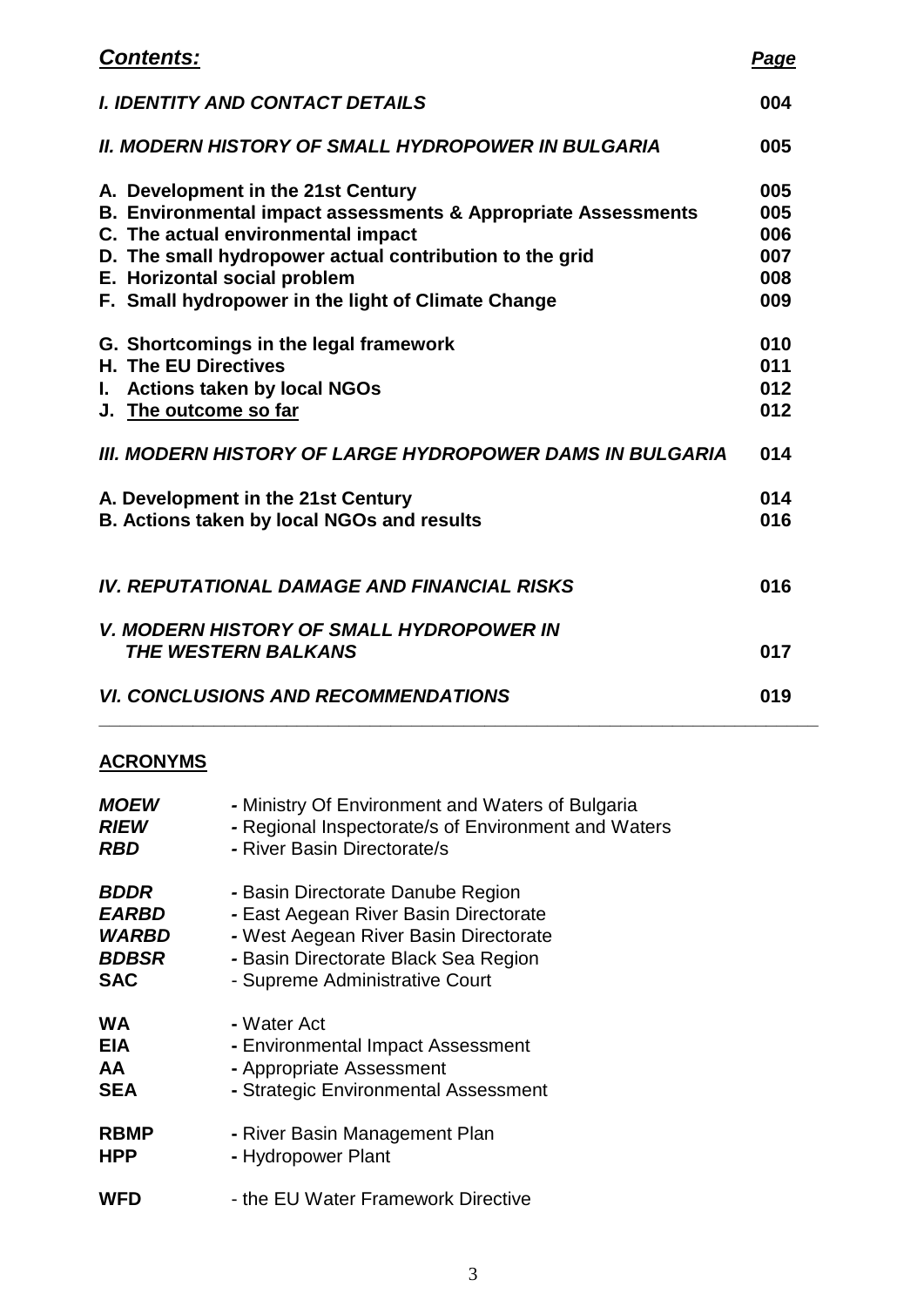## *Contents:*

| | *Page* |
|---|---|
| ***I. IDENTITY AND CONTACT DETAILS*** | **004** |
| ***II. MODERN HISTORY OF SMALL HYDROPOWER IN BULGARIA*** | **005** |
| **A. Development in the 21st Century** | **005** |
| **B. Environmental impact assessments & Appropriate Assessments** | **005** |
| **C. The actual environmental impact** | **006** |
| **D. The small hydropower actual contribution to the grid** | **007** |
| **E. Horizontal social problem** | **008** |
| **F. Small hydropower in the light of Climate Change** | **009** |
| **G. Shortcomings in the legal framework** | **010** |
| **H. The EU Directives** | **011** |
| **I. Actions taken by local NGOs** | **012** |
| **J. The outcome so far** | **012** |
| ***III. MODERN HISTORY OF LARGE HYDROPOWER DAMS IN BULGARIA*** | **014** |
| **A. Development in the 21st Century** | **014** |
| **B. Actions taken by local NGOs and results** | **016** |
| ***IV. REPUTATIONAL DAMAGE AND FINANCIAL RISKS*** | **016** |
| ***V. MODERN HISTORY OF SMALL HYDROPOWER IN THE WESTERN BALKANS*** | **017** |
| ***VI. CONCLUSIONS AND RECOMMENDATIONS*** | **019** |

---

**ACRONYMS**

| | |
|---|---|
| ***MOEW*** | **-** Ministry Of Environment and Waters of Bulgaria |
| ***RIEW*** | **-** Regional Inspectorate/s of Environment and Waters |
| ***RBD*** | **-** River Basin Directorate/s |
| ***BDDR*** | **-** Basin Directorate Danube Region |
| ***EARBD*** | **-** East Aegean River Basin Directorate |
| ***WARBD*** | **-** West Aegean River Basin Directorate |
| ***BDBSR*** | **-** Basin Directorate Black Sea Region |
| **SAC** | - Supreme Administrative Court |
| **WA** | **-** Water Act |
| **EIA** | **-** Environmental Impact Assessment |
| **AA** | **-** Appropriate Assessment |
| **SEA** | **-** Strategic Environmental Assessment |
| **RBMP** | **-** River Basin Management Plan |
| **HPP** | **-** Hydropower Plant |
| **WFD** | - the EU Water Framework Directive |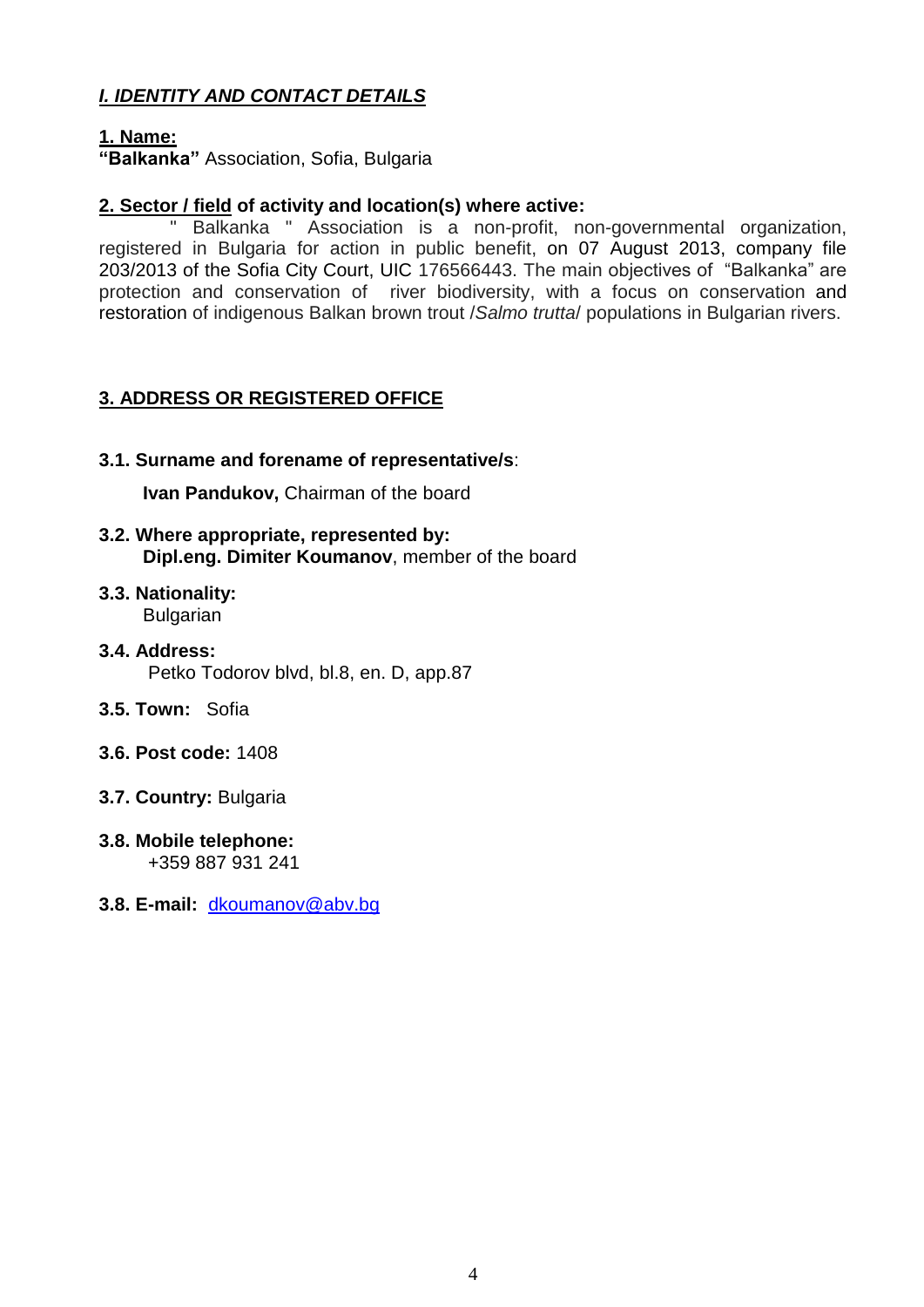## *I. IDENTITY AND CONTACT DETAILS*

**1. Name:**
**"Balkanka"** Association, Sofia, Bulgaria

**2. Sector / field of activity and location(s) where active:**

" Balkanka " Association is a non-profit, non-governmental organization, registered in Bulgaria for action in public benefit, on 07 August 2013, company file 203/2013 of the Sofia City Court, UIC 176566443. The main objectives of "Balkanka" are protection and conservation of river biodiversity, with a focus on conservation and restoration of indigenous Balkan brown trout /*Salmo trutta*/ populations in Bulgarian rivers.

**3. ADDRESS OR REGISTERED OFFICE**

**3.1. Surname and forename of representative/s**:

**Ivan Pandukov,** Chairman of the board

**3.2. Where appropriate, represented by:**
**Dipl.eng. Dimiter Koumanov**, member of the board

**3.3. Nationality:**
Bulgarian

**3.4. Address:**
Petko Todorov blvd, bl.8, en. D, app.87

**3.5. Town:** Sofia

**3.6. Post code:** 1408

**3.7. Country:** Bulgaria

**3.8. Mobile telephone:**
+359 887 931 241

**3.8. E-mail:** dkoumanov@abv.bg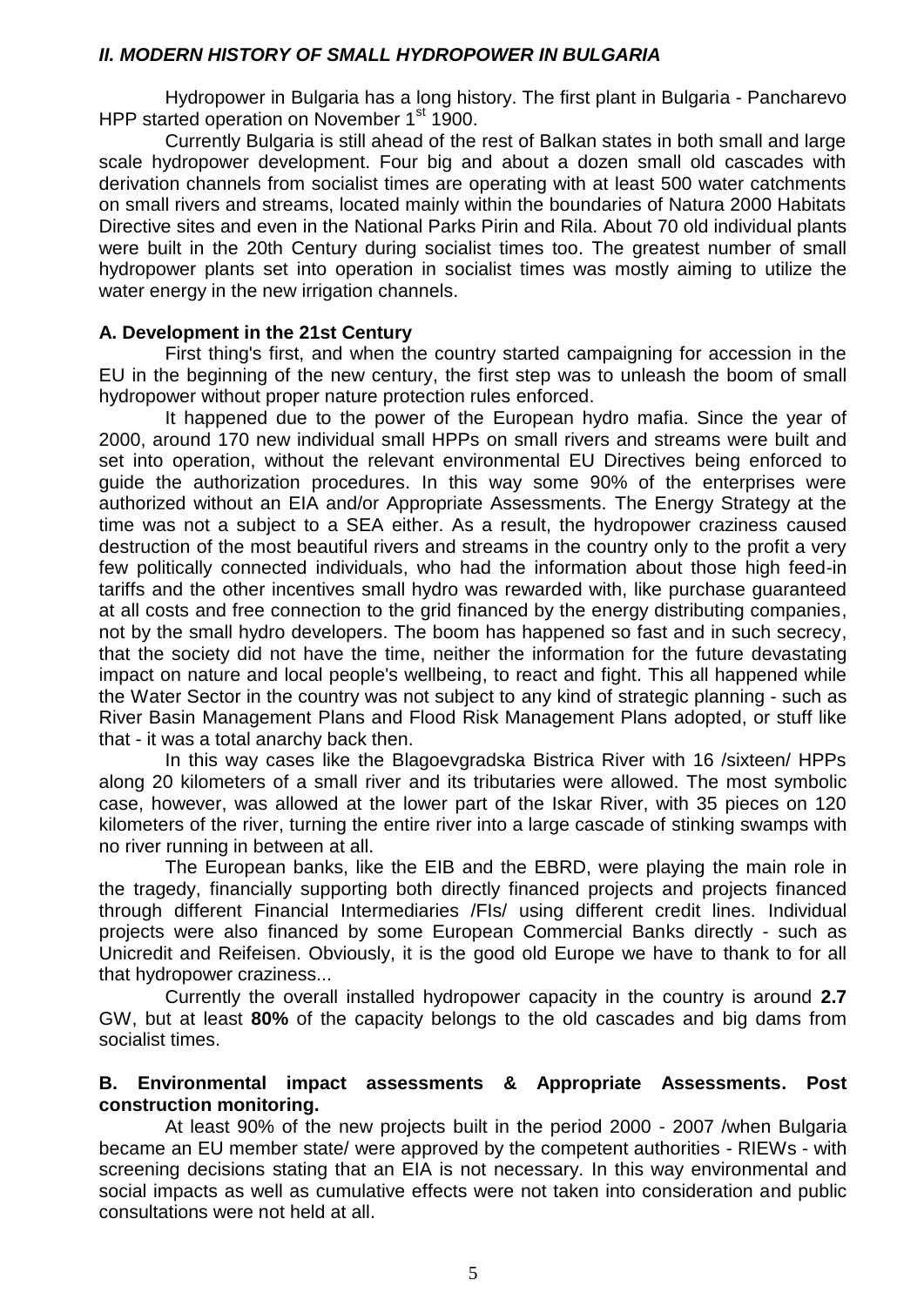## *II. MODERN HISTORY OF SMALL HYDROPOWER IN BULGARIA*

Hydropower in Bulgaria has a long history. The first plant in Bulgaria - Pancharevo HPP started operation on November 1st 1900.

Currently Bulgaria is still ahead of the rest of Balkan states in both small and large scale hydropower development. Four big and about a dozen small old cascades with derivation channels from socialist times are operating with at least 500 water catchments on small rivers and streams, located mainly within the boundaries of Natura 2000 Habitats Directive sites and even in the National Parks Pirin and Rila. About 70 old individual plants were built in the 20th Century during socialist times too. The greatest number of small hydropower plants set into operation in socialist times was mostly aiming to utilize the water energy in the new irrigation channels.

### A. Development in the 21st Century

First thing's first, and when the country started campaigning for accession in the EU in the beginning of the new century, the first step was to unleash the boom of small hydropower without proper nature protection rules enforced.

It happened due to the power of the European hydro mafia. Since the year of 2000, around 170 new individual small HPPs on small rivers and streams were built and set into operation, without the relevant environmental EU Directives being enforced to guide the authorization procedures. In this way some 90% of the enterprises were authorized without an EIA and/or Appropriate Assessments. The Energy Strategy at the time was not a subject to a SEA either. As a result, the hydropower craziness caused destruction of the most beautiful rivers and streams in the country only to the profit a very few politically connected individuals, who had the information about those high feed-in tariffs and the other incentives small hydro was rewarded with, like purchase guaranteed at all costs and free connection to the grid financed by the energy distributing companies, not by the small hydro developers. The boom has happened so fast and in such secrecy, that the society did not have the time, neither the information for the future devastating impact on nature and local people's wellbeing, to react and fight. This all happened while the Water Sector in the country was not subject to any kind of strategic planning - such as River Basin Management Plans and Flood Risk Management Plans adopted, or stuff like that - it was a total anarchy back then.

In this way cases like the Blagoevgradska Bistrica River with 16 /sixteen/ HPPs along 20 kilometers of a small river and its tributaries were allowed. The most symbolic case, however, was allowed at the lower part of the Iskar River, with 35 pieces on 120 kilometers of the river, turning the entire river into a large cascade of stinking swamps with no river running in between at all.

The European banks, like the EIB and the EBRD, were playing the main role in the tragedy, financially supporting both directly financed projects and projects financed through different Financial Intermediaries /FIs/ using different credit lines. Individual projects were also financed by some European Commercial Banks directly - such as Unicredit and Reifeisen. Obviously, it is the good old Europe we have to thank to for all that hydropower craziness...

Currently the overall installed hydropower capacity in the country is around **2.7** GW, but at least **80%** of the capacity belongs to the old cascades and big dams from socialist times.

### B. Environmental impact assessments & Appropriate Assessments. Post construction monitoring.

At least 90% of the new projects built in the period 2000 - 2007 /when Bulgaria became an EU member state/ were approved by the competent authorities - RIEWs - with screening decisions stating that an EIA is not necessary. In this way environmental and social impacts as well as cumulative effects were not taken into consideration and public consultations were not held at all.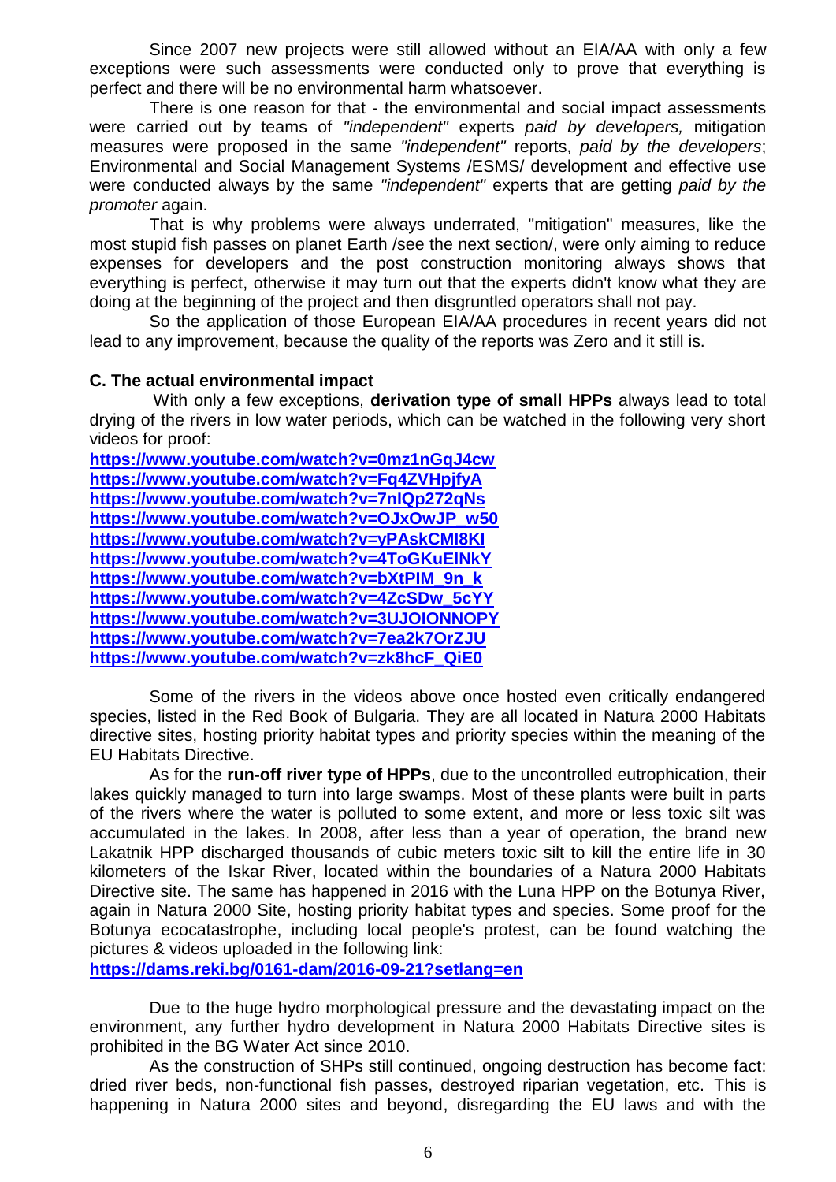Since 2007 new projects were still allowed without an EIA/AA with only a few exceptions were such assessments were conducted only to prove that everything is perfect and there will be no environmental harm whatsoever.

There is one reason for that - the environmental and social impact assessments were carried out by teams of *"independent"* experts *paid by developers,* mitigation measures were proposed in the same *"independent"* reports, *paid by the developers*; Environmental and Social Management Systems /ESMS/ development and effective use were conducted always by the same *"independent"* experts that are getting *paid by the promoter* again.

That is why problems were always underrated, "mitigation" measures, like the most stupid fish passes on planet Earth /see the next section/, were only aiming to reduce expenses for developers and the post construction monitoring always shows that everything is perfect, otherwise it may turn out that the experts didn't know what they are doing at the beginning of the project and then disgruntled operators shall not pay.

So the application of those European EIA/AA procedures in recent years did not lead to any improvement, because the quality of the reports was Zero and it still is.

**C. The actual environmental impact**

With only a few exceptions, **derivation type of small HPPs** always lead to total drying of the rivers in low water periods, which can be watched in the following very short videos for proof:

**https://www.youtube.com/watch?v=0mz1nGqJ4cw**
**https://www.youtube.com/watch?v=Fq4ZVHpjfyA**
**https://www.youtube.com/watch?v=7nIQp272qNs**
**https://www.youtube.com/watch?v=OJxOwJP_w50**
**https://www.youtube.com/watch?v=yPAskCMI8KI**
**https://www.youtube.com/watch?v=4ToGKuElNkY**
**https://www.youtube.com/watch?v=bXtPIM_9n_k**
**https://www.youtube.com/watch?v=4ZcSDw_5cYY**
**https://www.youtube.com/watch?v=3UJOIONNOPY**
**https://www.youtube.com/watch?v=7ea2k7OrZJU**
**https://www.youtube.com/watch?v=zk8hcF_QiE0**

Some of the rivers in the videos above once hosted even critically endangered species, listed in the Red Book of Bulgaria. They are all located in Natura 2000 Habitats directive sites, hosting priority habitat types and priority species within the meaning of the EU Habitats Directive.

As for the **run-off river type of HPPs**, due to the uncontrolled eutrophication, their lakes quickly managed to turn into large swamps. Most of these plants were built in parts of the rivers where the water is polluted to some extent, and more or less toxic silt was accumulated in the lakes. In 2008, after less than a year of operation, the brand new Lakatnik HPP discharged thousands of cubic meters toxic silt to kill the entire life in 30 kilometers of the Iskar River, located within the boundaries of a Natura 2000 Habitats Directive site. The same has happened in 2016 with the Luna HPP on the Botunya River, again in Natura 2000 Site, hosting priority habitat types and species. Some proof for the Botunya ecocatastrophe, including local people's protest, can be found watching the pictures & videos uploaded in the following link:

**https://dams.reki.bg/0161-dam/2016-09-21?setlang=en**

Due to the huge hydro morphological pressure and the devastating impact on the environment, any further hydro development in Natura 2000 Habitats Directive sites is prohibited in the BG Water Act since 2010.

As the construction of SHPs still continued, ongoing destruction has become fact: dried river beds, non-functional fish passes, destroyed riparian vegetation, etc. This is happening in Natura 2000 sites and beyond, disregarding the EU laws and with the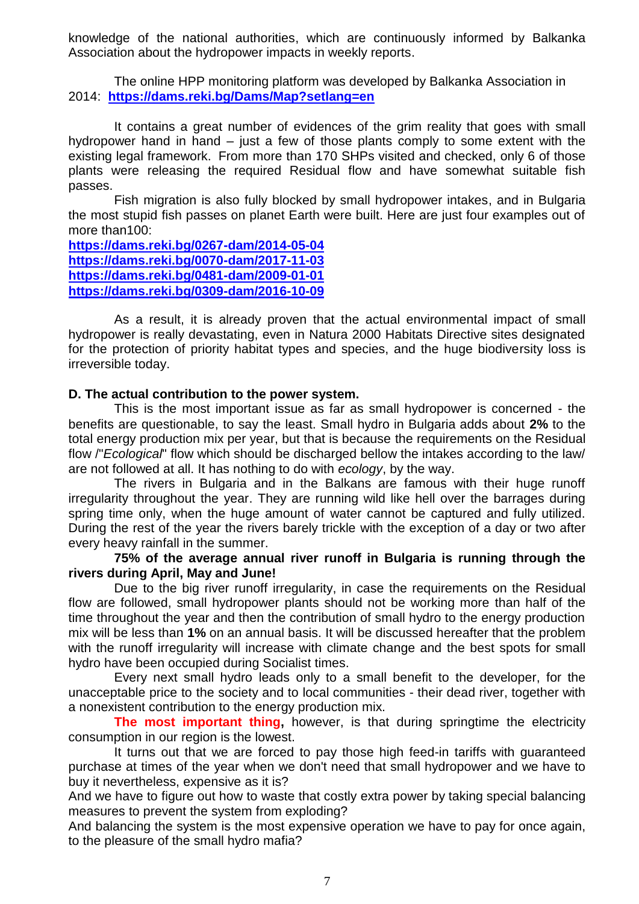knowledge of the national authorities, which are continuously informed by Balkanka Association about the hydropower impacts in weekly reports.

The online HPP monitoring platform was developed by Balkanka Association in 2014: **https://dams.reki.bg/Dams/Map?setlang=en**

It contains a great number of evidences of the grim reality that goes with small hydropower hand in hand – just a few of those plants comply to some extent with the existing legal framework. From more than 170 SHPs visited and checked, only 6 of those plants were releasing the required Residual flow and have somewhat suitable fish passes.

Fish migration is also fully blocked by small hydropower intakes, and in Bulgaria the most stupid fish passes on planet Earth were built. Here are just four examples out of more than100:

**https://dams.reki.bg/0267-dam/2014-05-04**
**https://dams.reki.bg/0070-dam/2017-11-03**
**https://dams.reki.bg/0481-dam/2009-01-01**
**https://dams.reki.bg/0309-dam/2016-10-09**

As a result, it is already proven that the actual environmental impact of small hydropower is really devastating, even in Natura 2000 Habitats Directive sites designated for the protection of priority habitat types and species, and the huge biodiversity loss is irreversible today.

**D. The actual contribution to the power system.**

This is the most important issue as far as small hydropower is concerned - the benefits are questionable, to say the least. Small hydro in Bulgaria adds about **2%** to the total energy production mix per year, but that is because the requirements on the Residual flow /"*Ecological*" flow which should be discharged bellow the intakes according to the law/ are not followed at all. It has nothing to do with *ecology*, by the way.

The rivers in Bulgaria and in the Balkans are famous with their huge runoff irregularity throughout the year. They are running wild like hell over the barrages during spring time only, when the huge amount of water cannot be captured and fully utilized. During the rest of the year the rivers barely trickle with the exception of a day or two after every heavy rainfall in the summer.

**75% of the average annual river runoff in Bulgaria is running through the rivers during April, May and June!**

Due to the big river runoff irregularity, in case the requirements on the Residual flow are followed, small hydropower plants should not be working more than half of the time throughout the year and then the contribution of small hydro to the energy production mix will be less than **1%** on an annual basis. It will be discussed hereafter that the problem with the runoff irregularity will increase with climate change and the best spots for small hydro have been occupied during Socialist times.

Every next small hydro leads only to a small benefit to the developer, for the unacceptable price to the society and to local communities - their dead river, together with a nonexistent contribution to the energy production mix.

**The most important thing,** however, is that during springtime the electricity consumption in our region is the lowest.

It turns out that we are forced to pay those high feed-in tariffs with guaranteed purchase at times of the year when we don't need that small hydropower and we have to buy it nevertheless, expensive as it is?

And we have to figure out how to waste that costly extra power by taking special balancing measures to prevent the system from exploding?

And balancing the system is the most expensive operation we have to pay for once again, to the pleasure of the small hydro mafia?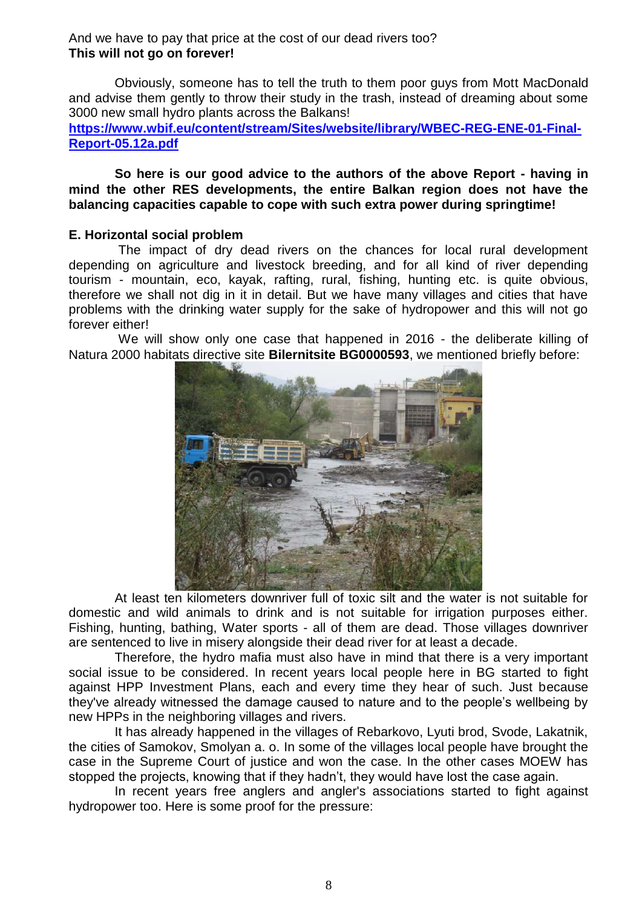And we have to pay that price at the cost of our dead rivers too?
**This will not go on forever!**

Obviously, someone has to tell the truth to them poor guys from Mott MacDonald and advise them gently to throw their study in the trash, instead of dreaming about some 3000 new small hydro plants across the Balkans!
**https://www.wbif.eu/content/stream/Sites/website/library/WBEC-REG-ENE-01-Final-Report-05.12a.pdf**

**So here is our good advice to the authors of the above Report - having in mind the other RES developments, the entire Balkan region does not have the balancing capacities capable to cope with such extra power during springtime!**

### E. Horizontal social problem

The impact of dry dead rivers on the chances for local rural development depending on agriculture and livestock breeding, and for all kind of river depending tourism - mountain, eco, kayak, rafting, rural, fishing, hunting etc. is quite obvious, therefore we shall not dig in it in detail. But we have many villages and cities that have problems with the drinking water supply for the sake of hydropower and this will not go forever either!

We will show only one case that happened in 2016 - the deliberate killing of Natura 2000 habitats directive site **Bilernitsite BG0000593**, we mentioned briefly before:

At least ten kilometers downriver full of toxic silt and the water is not suitable for domestic and wild animals to drink and is not suitable for irrigation purposes either. Fishing, hunting, bathing, Water sports - all of them are dead. Those villages downriver are sentenced to live in misery alongside their dead river for at least a decade.

Therefore, the hydro mafia must also have in mind that there is a very important social issue to be considered. In recent years local people here in BG started to fight against HPP Investment Plans, each and every time they hear of such. Just because they've already witnessed the damage caused to nature and to the people's wellbeing by new HPPs in the neighboring villages and rivers.

It has already happened in the villages of Rebarkovo, Lyuti brod, Svode, Lakatnik, the cities of Samokov, Smolyan a. o. In some of the villages local people have brought the case in the Supreme Court of justice and won the case. In the other cases MOEW has stopped the projects, knowing that if they hadn't, they would have lost the case again.

In recent years free anglers and angler's associations started to fight against hydropower too. Here is some proof for the pressure: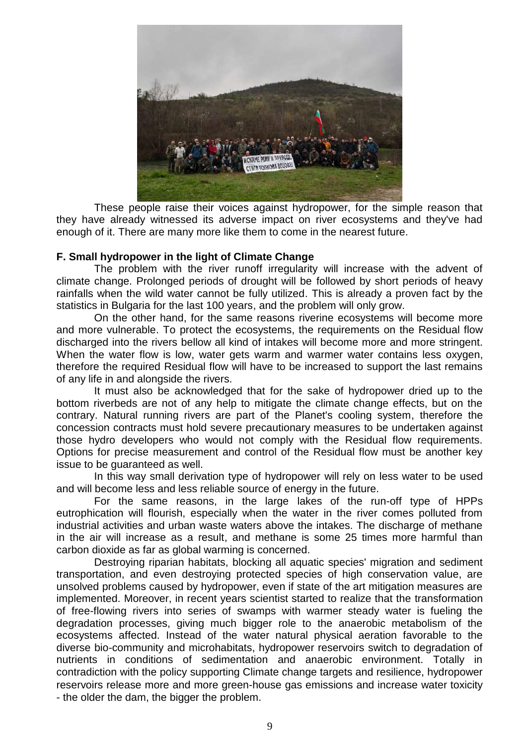These people raise their voices against hydropower, for the simple reason that they have already witnessed its adverse impact on river ecosystems and they've had enough of it. There are many more like them to come in the nearest future.

**F. Small hydropower in the light of Climate Change**

The problem with the river runoff irregularity will increase with the advent of climate change. Prolonged periods of drought will be followed by short periods of heavy rainfalls when the wild water cannot be fully utilized. This is already a proven fact by the statistics in Bulgaria for the last 100 years, and the problem will only grow.

On the other hand, for the same reasons riverine ecosystems will become more and more vulnerable. To protect the ecosystems, the requirements on the Residual flow discharged into the rivers bellow all kind of intakes will become more and more stringent. When the water flow is low, water gets warm and warmer water contains less oxygen, therefore the required Residual flow will have to be increased to support the last remains of any life in and alongside the rivers.

It must also be acknowledged that for the sake of hydropower dried up to the bottom riverbeds are not of any help to mitigate the climate change effects, but on the contrary. Natural running rivers are part of the Planet's cooling system, therefore the concession contracts must hold severe precautionary measures to be undertaken against those hydro developers who would not comply with the Residual flow requirements. Options for precise measurement and control of the Residual flow must be another key issue to be guaranteed as well.

In this way small derivation type of hydropower will rely on less water to be used and will become less and less reliable source of energy in the future.

For the same reasons, in the large lakes of the run-off type of HPPs eutrophication will flourish, especially when the water in the river comes polluted from industrial activities and urban waste waters above the intakes. The discharge of methane in the air will increase as a result, and methane is some 25 times more harmful than carbon dioxide as far as global warming is concerned.

Destroying riparian habitats, blocking all aquatic species' migration and sediment transportation, and even destroying protected species of high conservation value, are unsolved problems caused by hydropower, even if state of the art mitigation measures are implemented. Moreover, in recent years scientist started to realize that the transformation of free-flowing rivers into series of swamps with warmer steady water is fueling the degradation processes, giving much bigger role to the anaerobic metabolism of the ecosystems affected. Instead of the water natural physical aeration favorable to the diverse bio-community and microhabitats, hydropower reservoirs switch to degradation of nutrients in conditions of sedimentation and anaerobic environment. Totally in contradiction with the policy supporting Climate change targets and resilience, hydropower reservoirs release more and more green-house gas emissions and increase water toxicity - the older the dam, the bigger the problem.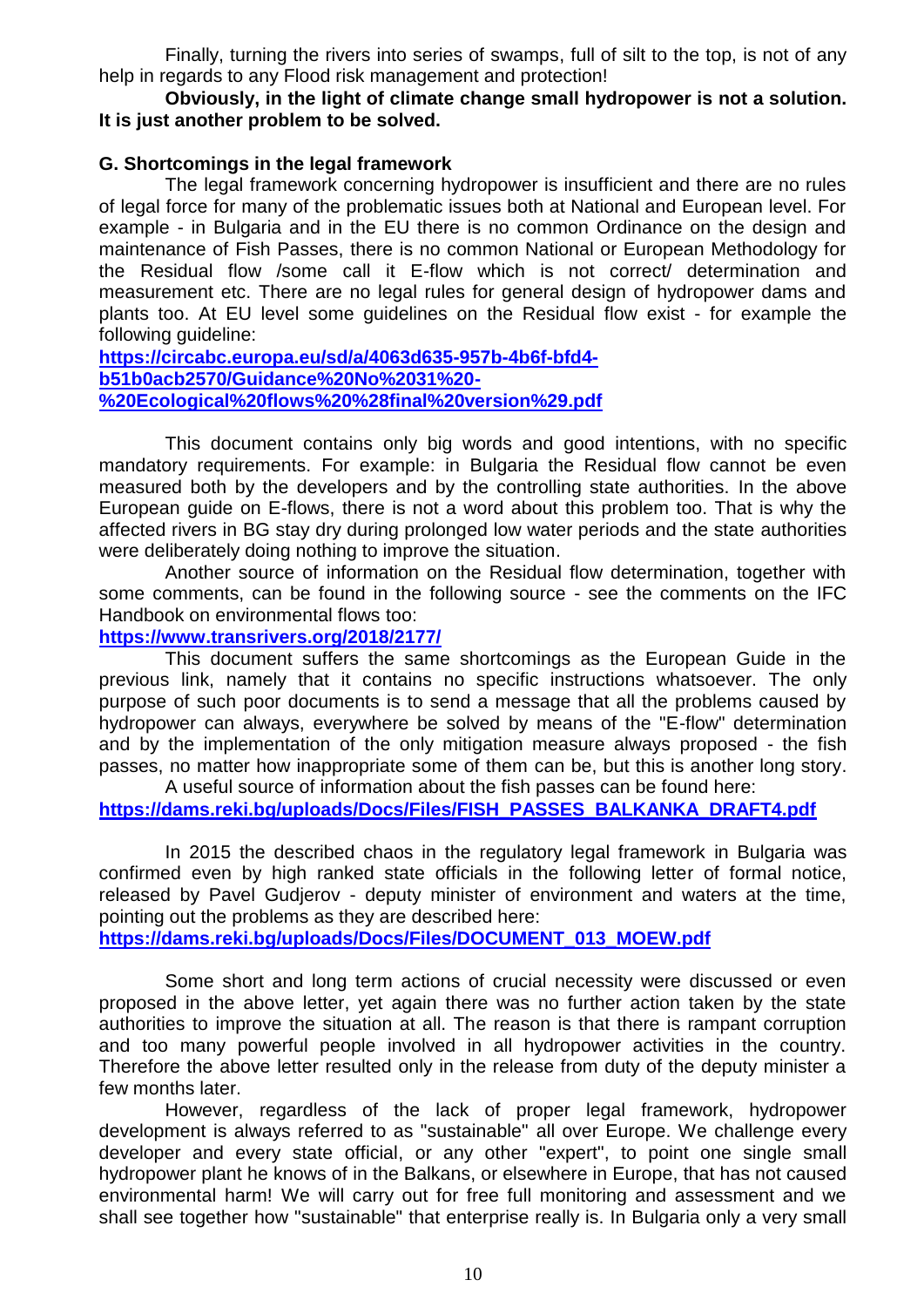Finally, turning the rivers into series of swamps, full of silt to the top, is not of any help in regards to any Flood risk management and protection!

**Obviously, in the light of climate change small hydropower is not a solution. It is just another problem to be solved.**

## G. Shortcomings in the legal framework

The legal framework concerning hydropower is insufficient and there are no rules of legal force for many of the problematic issues both at National and European level. For example - in Bulgaria and in the EU there is no common Ordinance on the design and maintenance of Fish Passes, there is no common National or European Methodology for the Residual flow /some call it E-flow which is not correct/ determination and measurement etc. There are no legal rules for general design of hydropower dams and plants too. At EU level some guidelines on the Residual flow exist - for example the following guideline:

https://circabc.europa.eu/sd/a/4063d635-957b-4b6f-bfd4-b51b0acb2570/Guidance%20No%2031%20-%20Ecological%20flows%20%28final%20version%29.pdf

This document contains only big words and good intentions, with no specific mandatory requirements. For example: in Bulgaria the Residual flow cannot be even measured both by the developers and by the controlling state authorities. In the above European guide on E-flows, there is not a word about this problem too. That is why the affected rivers in BG stay dry during prolonged low water periods and the state authorities were deliberately doing nothing to improve the situation.

Another source of information on the Residual flow determination, together with some comments, can be found in the following source - see the comments on the IFC Handbook on environmental flows too:

https://www.transrivers.org/2018/2177/

This document suffers the same shortcomings as the European Guide in the previous link, namely that it contains no specific instructions whatsoever. The only purpose of such poor documents is to send a message that all the problems caused by hydropower can always, everywhere be solved by means of the "E-flow" determination and by the implementation of the only mitigation measure always proposed - the fish passes, no matter how inappropriate some of them can be, but this is another long story.

A useful source of information about the fish passes can be found here:

https://dams.reki.bg/uploads/Docs/Files/FISH_PASSES_BALKANKA_DRAFT4.pdf

In 2015 the described chaos in the regulatory legal framework in Bulgaria was confirmed even by high ranked state officials in the following letter of formal notice, released by Pavel Gudjerov - deputy minister of environment and waters at the time, pointing out the problems as they are described here:

https://dams.reki.bg/uploads/Docs/Files/DOCUMENT_013_MOEW.pdf

Some short and long term actions of crucial necessity were discussed or even proposed in the above letter, yet again there was no further action taken by the state authorities to improve the situation at all. The reason is that there is rampant corruption and too many powerful people involved in all hydropower activities in the country. Therefore the above letter resulted only in the release from duty of the deputy minister a few months later.

However, regardless of the lack of proper legal framework, hydropower development is always referred to as "sustainable" all over Europe. We challenge every developer and every state official, or any other "expert", to point one single small hydropower plant he knows of in the Balkans, or elsewhere in Europe, that has not caused environmental harm! We will carry out for free full monitoring and assessment and we shall see together how "sustainable" that enterprise really is. In Bulgaria only a very small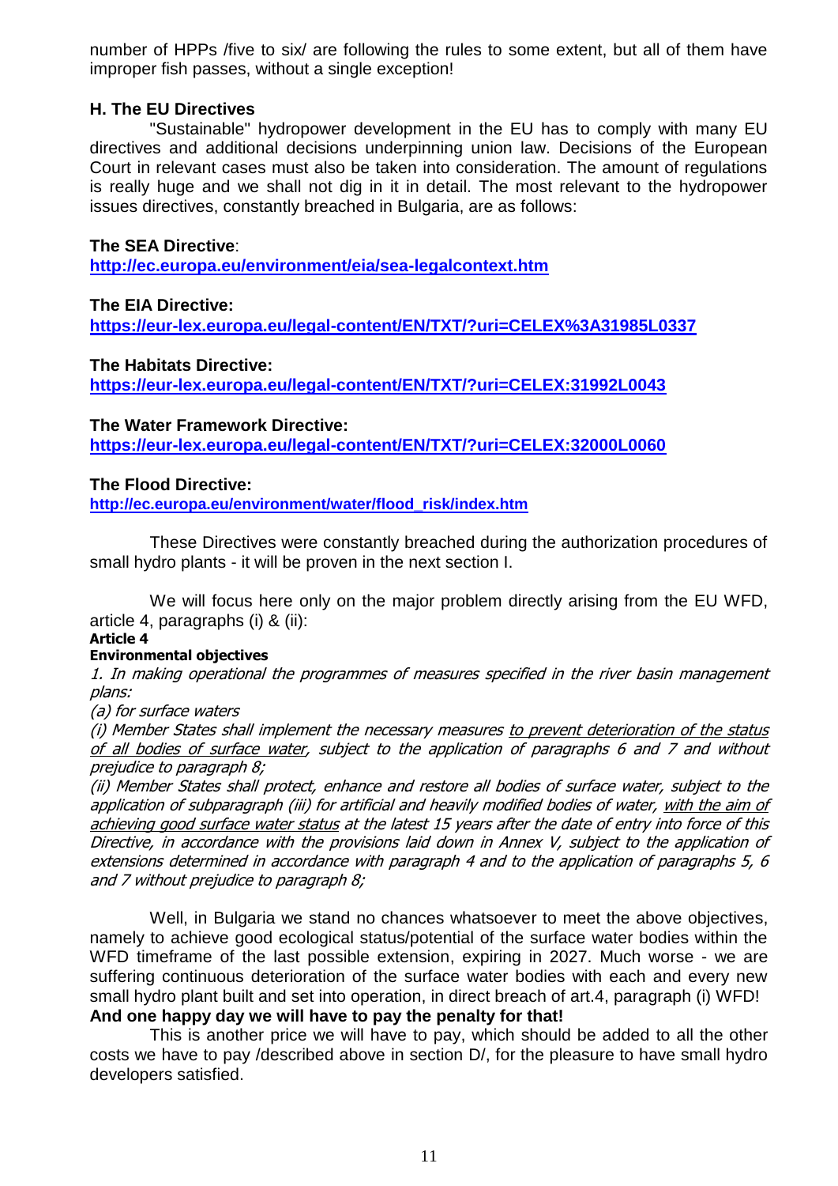number of HPPs /five to six/ are following the rules to some extent, but all of them have improper fish passes, without a single exception!

### H. The EU Directives

"Sustainable" hydropower development in the EU has to comply with many EU directives and additional decisions underpinning union law. Decisions of the European Court in relevant cases must also be taken into consideration. The amount of regulations is really huge and we shall not dig in it in detail. The most relevant to the hydropower issues directives, constantly breached in Bulgaria, are as follows:

**The SEA Directive**:
**http://ec.europa.eu/environment/eia/sea-legalcontext.htm**

**The EIA Directive:**
**https://eur-lex.europa.eu/legal-content/EN/TXT/?uri=CELEX%3A31985L0337**

**The Habitats Directive:**
**https://eur-lex.europa.eu/legal-content/EN/TXT/?uri=CELEX:31992L0043**

**The Water Framework Directive:**
**https://eur-lex.europa.eu/legal-content/EN/TXT/?uri=CELEX:32000L0060**

**The Flood Directive:**
**http://ec.europa.eu/environment/water/flood_risk/index.htm**

These Directives were constantly breached during the authorization procedures of small hydro plants - it will be proven in the next section I.

We will focus here only on the major problem directly arising from the EU WFD, article 4, paragraphs (i) & (ii):

**Article 4**

**Environmental objectives**

*1. In making operational the programmes of measures specified in the river basin management plans:*

*(a) for surface waters*

*(i) Member States shall implement the necessary measures to prevent deterioration of the status of all bodies of surface water, subject to the application of paragraphs 6 and 7 and without prejudice to paragraph 8;*

*(ii) Member States shall protect, enhance and restore all bodies of surface water, subject to the application of subparagraph (iii) for artificial and heavily modified bodies of water, with the aim of achieving good surface water status at the latest 15 years after the date of entry into force of this Directive, in accordance with the provisions laid down in Annex V, subject to the application of extensions determined in accordance with paragraph 4 and to the application of paragraphs 5, 6 and 7 without prejudice to paragraph 8;*

Well, in Bulgaria we stand no chances whatsoever to meet the above objectives, namely to achieve good ecological status/potential of the surface water bodies within the WFD timeframe of the last possible extension, expiring in 2027. Much worse - we are suffering continuous deterioration of the surface water bodies with each and every new small hydro plant built and set into operation, in direct breach of art.4, paragraph (i) WFD!

**And one happy day we will have to pay the penalty for that!**

This is another price we will have to pay, which should be added to all the other costs we have to pay /described above in section D/, for the pleasure to have small hydro developers satisfied.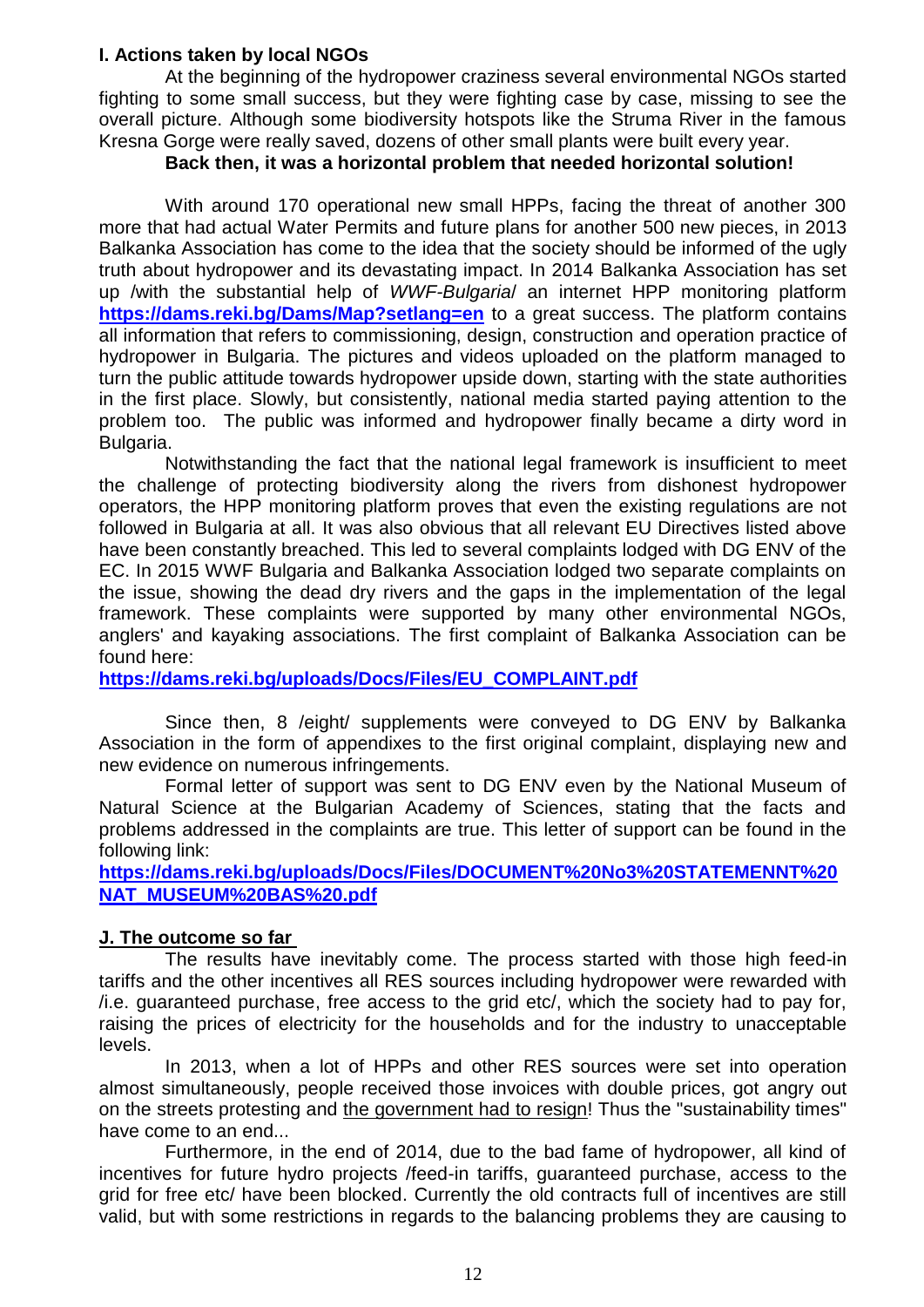### I. Actions taken by local NGOs

At the beginning of the hydropower craziness several environmental NGOs started fighting to some small success, but they were fighting case by case, missing to see the overall picture. Although some biodiversity hotspots like the Struma River in the famous Kresna Gorge were really saved, dozens of other small plants were built every year.

**Back then, it was a horizontal problem that needed horizontal solution!**

With around 170 operational new small HPPs, facing the threat of another 300 more that had actual Water Permits and future plans for another 500 new pieces, in 2013 Balkanka Association has come to the idea that the society should be informed of the ugly truth about hydropower and its devastating impact. In 2014 Balkanka Association has set up /with the substantial help of *WWF-Bulgaria*/ an internet HPP monitoring platform **https://dams.reki.bg/Dams/Map?setlang=en** to a great success. The platform contains all information that refers to commissioning, design, construction and operation practice of hydropower in Bulgaria. The pictures and videos uploaded on the platform managed to turn the public attitude towards hydropower upside down, starting with the state authorities in the first place. Slowly, but consistently, national media started paying attention to the problem too. The public was informed and hydropower finally became a dirty word in Bulgaria.

Notwithstanding the fact that the national legal framework is insufficient to meet the challenge of protecting biodiversity along the rivers from dishonest hydropower operators, the HPP monitoring platform proves that even the existing regulations are not followed in Bulgaria at all. It was also obvious that all relevant EU Directives listed above have been constantly breached. This led to several complaints lodged with DG ENV of the EC. In 2015 WWF Bulgaria and Balkanka Association lodged two separate complaints on the issue, showing the dead dry rivers and the gaps in the implementation of the legal framework. These complaints were supported by many other environmental NGOs, anglers' and kayaking associations. The first complaint of Balkanka Association can be found here:

**https://dams.reki.bg/uploads/Docs/Files/EU_COMPLAINT.pdf**

Since then, 8 /eight/ supplements were conveyed to DG ENV by Balkanka Association in the form of appendixes to the first original complaint, displaying new and new evidence on numerous infringements.

Formal letter of support was sent to DG ENV even by the National Museum of Natural Science at the Bulgarian Academy of Sciences, stating that the facts and problems addressed in the complaints are true. This letter of support can be found in the following link:

**https://dams.reki.bg/uploads/Docs/Files/DOCUMENT%20No3%20STATEMENNT%20NAT_MUSEUM%20BAS%20.pdf**

### J. The outcome so far

The results have inevitably come. The process started with those high feed-in tariffs and the other incentives all RES sources including hydropower were rewarded with /i.e. guaranteed purchase, free access to the grid etc/, which the society had to pay for, raising the prices of electricity for the households and for the industry to unacceptable levels.

In 2013, when a lot of HPPs and other RES sources were set into operation almost simultaneously, people received those invoices with double prices, got angry out on the streets protesting and the government had to resign! Thus the "sustainability times" have come to an end...

Furthermore, in the end of 2014, due to the bad fame of hydropower, all kind of incentives for future hydro projects /feed-in tariffs, guaranteed purchase, access to the grid for free etc/ have been blocked. Currently the old contracts full of incentives are still valid, but with some restrictions in regards to the balancing problems they are causing to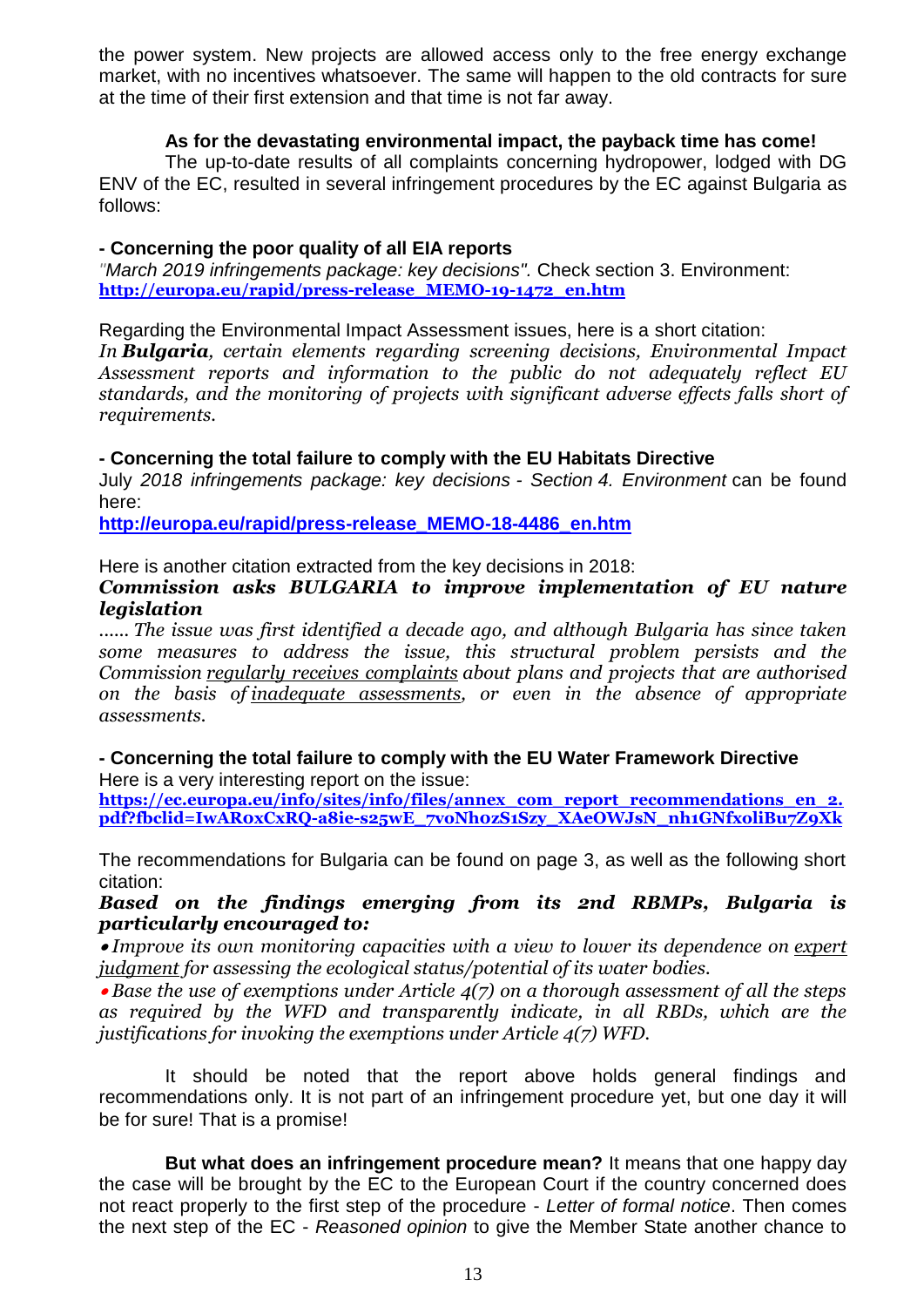the power system. New projects are allowed access only to the free energy exchange market, with no incentives whatsoever. The same will happen to the old contracts for sure at the time of their first extension and that time is not far away.

**As for the devastating environmental impact, the payback time has come!**

The up-to-date results of all complaints concerning hydropower, lodged with DG ENV of the EC, resulted in several infringement procedures by the EC against Bulgaria as follows:

**- Concerning the poor quality of all EIA reports**

*"March 2019 infringements package: key decisions".* Check section 3. Environment: **http://europa.eu/rapid/press-release_MEMO-19-1472_en.htm**

Regarding the Environmental Impact Assessment issues, here is a short citation:

*In **Bulgaria**, certain elements regarding screening decisions, Environmental Impact Assessment reports and information to the public do not adequately reflect EU standards, and the monitoring of projects with significant adverse effects falls short of requirements.*

**- Concerning the total failure to comply with the EU Habitats Directive**

July *2018 infringements package: key decisions - Section 4. Environment* can be found here:

**http://europa.eu/rapid/press-release_MEMO-18-4486_en.htm**

Here is another citation extracted from the key decisions in 2018:

***Commission asks BULGARIA to improve implementation of EU nature legislation***

*...... The issue was first identified a decade ago, and although Bulgaria has since taken some measures to address the issue, this structural problem persists and the Commission regularly receives complaints about plans and projects that are authorised on the basis of inadequate assessments, or even in the absence of appropriate assessments.*

**- Concerning the total failure to comply with the EU Water Framework Directive**

Here is a very interesting report on the issue:

**https://ec.europa.eu/info/sites/info/files/annex_com_report_recommendations_en_2.pdf?fbclid=IwAR0xCxRQ-a8ie-s25wE_7v0Nh0zS1Szy_XAeOWJsN_nh1GNfx0liBu7Z9Xk**

The recommendations for Bulgaria can be found on page 3, as well as the following short citation:

***Based on the findings emerging from its 2nd RBMPs, Bulgaria is particularly encouraged to:***

- *Improve its own monitoring capacities with a view to lower its dependence on expert judgment for assessing the ecological status/potential of its water bodies.*
- *Base the use of exemptions under Article 4(7) on a thorough assessment of all the steps as required by the WFD and transparently indicate, in all RBDs, which are the justifications for invoking the exemptions under Article 4(7) WFD.*

It should be noted that the report above holds general findings and recommendations only. It is not part of an infringement procedure yet, but one day it will be for sure! That is a promise!

**But what does an infringement procedure mean?** It means that one happy day the case will be brought by the EC to the European Court if the country concerned does not react properly to the first step of the procedure - *Letter of formal notice*. Then comes the next step of the EC - *Reasoned opinion* to give the Member State another chance to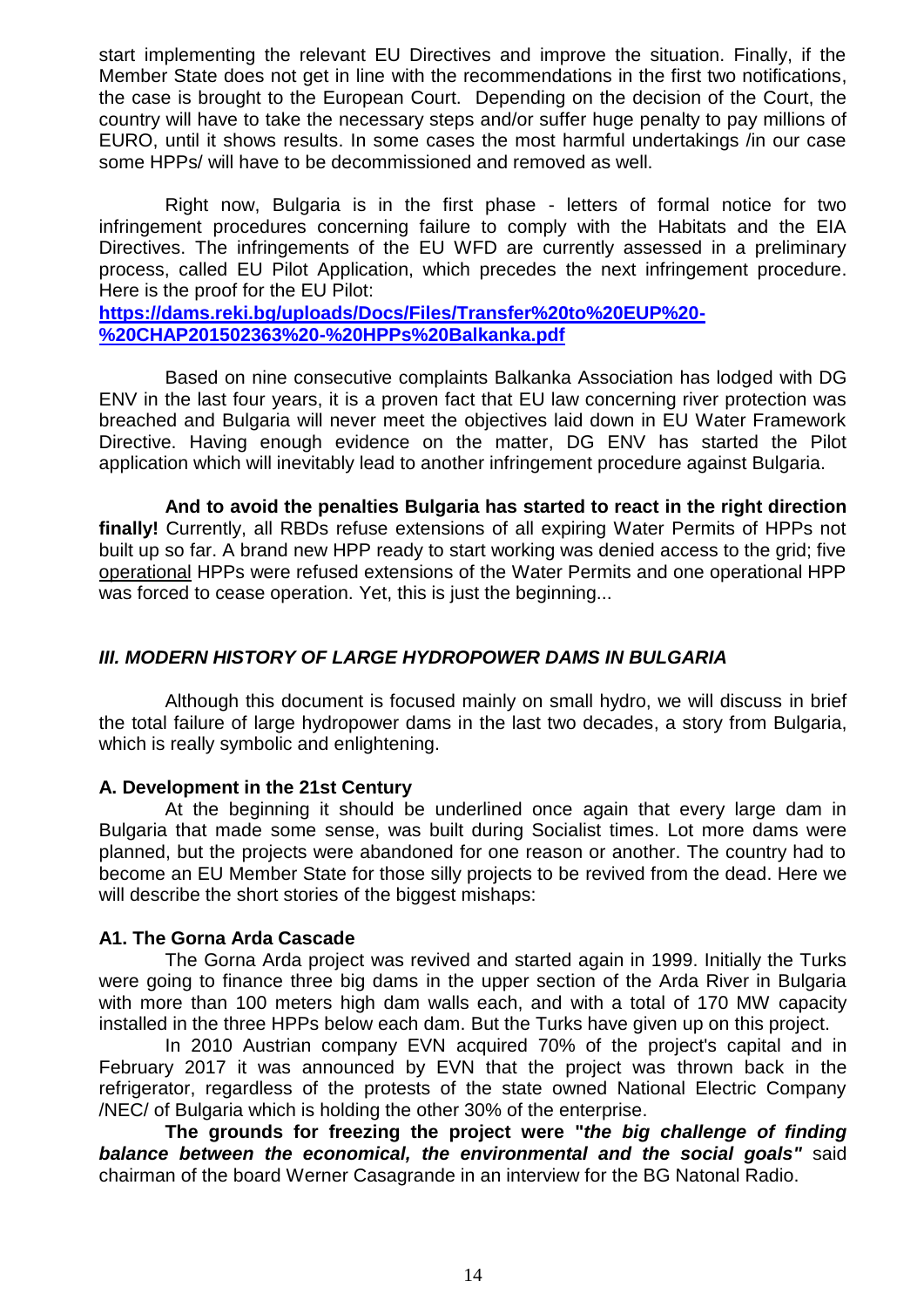start implementing the relevant EU Directives and improve the situation. Finally, if the Member State does not get in line with the recommendations in the first two notifications, the case is brought to the European Court. Depending on the decision of the Court, the country will have to take the necessary steps and/or suffer huge penalty to pay millions of EURO, until it shows results. In some cases the most harmful undertakings /in our case some HPPs/ will have to be decommissioned and removed as well.

Right now, Bulgaria is in the first phase - letters of formal notice for two infringement procedures concerning failure to comply with the Habitats and the EIA Directives. The infringements of the EU WFD are currently assessed in a preliminary process, called EU Pilot Application, which precedes the next infringement procedure. Here is the proof for the EU Pilot:
**[https://dams.reki.bg/uploads/Docs/Files/Transfer%20to%20EUP%20-%20CHAP201502363%20-%20HPPs%20Balkanka.pdf](https://dams.reki.bg/uploads/Docs/Files/Transfer%20to%20EUP%20-%20CHAP201502363%20-%20HPPs%20Balkanka.pdf)**

Based on nine consecutive complaints Balkanka Association has lodged with DG ENV in the last four years, it is a proven fact that EU law concerning river protection was breached and Bulgaria will never meet the objectives laid down in EU Water Framework Directive. Having enough evidence on the matter, DG ENV has started the Pilot application which will inevitably lead to another infringement procedure against Bulgaria.

**And to avoid the penalties Bulgaria has started to react in the right direction finally!** Currently, all RBDs refuse extensions of all expiring Water Permits of HPPs not built up so far. A brand new HPP ready to start working was denied access to the grid; five <u>operational</u> HPPs were refused extensions of the Water Permits and one operational HPP was forced to cease operation. Yet, this is just the beginning...

## *III. MODERN HISTORY OF LARGE HYDROPOWER DAMS IN BULGARIA*

Although this document is focused mainly on small hydro, we will discuss in brief the total failure of large hydropower dams in the last two decades, a story from Bulgaria, which is really symbolic and enlightening.

### A. Development in the 21st Century

At the beginning it should be underlined once again that every large dam in Bulgaria that made some sense, was built during Socialist times. Lot more dams were planned, but the projects were abandoned for one reason or another. The country had to become an EU Member State for those silly projects to be revived from the dead. Here we will describe the short stories of the biggest mishaps:

#### A1. The Gorna Arda Cascade

The Gorna Arda project was revived and started again in 1999. Initially the Turks were going to finance three big dams in the upper section of the Arda River in Bulgaria with more than 100 meters high dam walls each, and with a total of 170 MW capacity installed in the three HPPs below each dam. But the Turks have given up on this project.

In 2010 Austrian company EVN acquired 70% of the project's capital and in February 2017 it was announced by EVN that the project was thrown back in the refrigerator, regardless of the protests of the state owned National Electric Company /NEC/ of Bulgaria which is holding the other 30% of the enterprise.

**The grounds for freezing the project were "*the big challenge of finding balance between the economical, the environmental and the social goals*"** said chairman of the board Werner Casagrande in an interview for the BG Natonal Radio.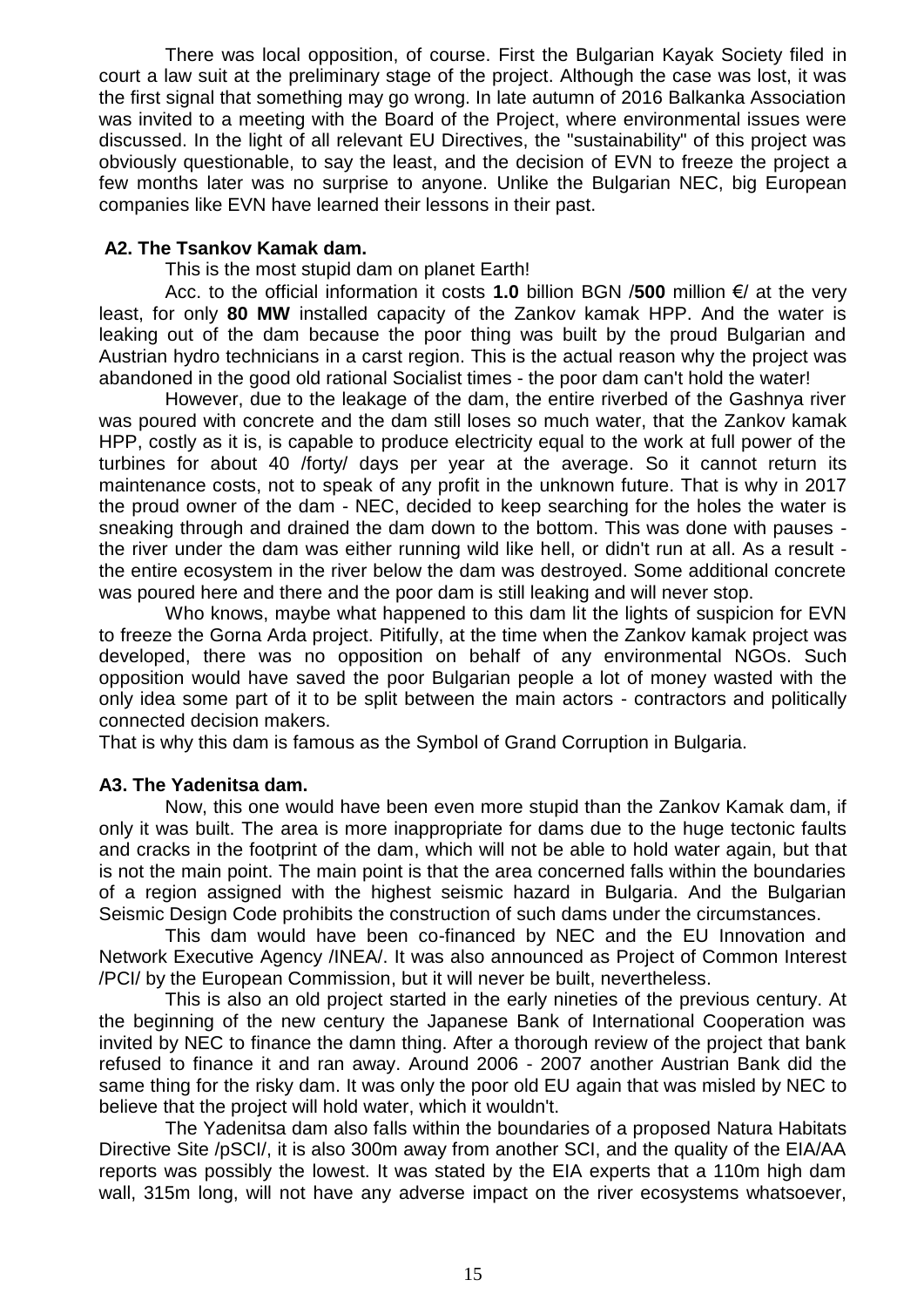There was local opposition, of course. First the Bulgarian Kayak Society filed in court a law suit at the preliminary stage of the project. Although the case was lost, it was the first signal that something may go wrong. In late autumn of 2016 Balkanka Association was invited to a meeting with the Board of the Project, where environmental issues were discussed. In the light of all relevant EU Directives, the "sustainability" of this project was obviously questionable, to say the least, and the decision of EVN to freeze the project a few months later was no surprise to anyone. Unlike the Bulgarian NEC, big European companies like EVN have learned their lessons in their past.

### A2. The Tsankov Kamak dam.

This is the most stupid dam on planet Earth!

Acc. to the official information it costs **1.0** billion BGN /**500** million €/ at the very least, for only **80 MW** installed capacity of the Zankov kamak HPP. And the water is leaking out of the dam because the poor thing was built by the proud Bulgarian and Austrian hydro technicians in a carst region. This is the actual reason why the project was abandoned in the good old rational Socialist times - the poor dam can't hold the water!

However, due to the leakage of the dam, the entire riverbed of the Gashnya river was poured with concrete and the dam still loses so much water, that the Zankov kamak HPP, costly as it is, is capable to produce electricity equal to the work at full power of the turbines for about 40 /forty/ days per year at the average. So it cannot return its maintenance costs, not to speak of any profit in the unknown future. That is why in 2017 the proud owner of the dam - NEC, decided to keep searching for the holes the water is sneaking through and drained the dam down to the bottom. This was done with pauses - the river under the dam was either running wild like hell, or didn't run at all. As a result - the entire ecosystem in the river below the dam was destroyed. Some additional concrete was poured here and there and the poor dam is still leaking and will never stop.

Who knows, maybe what happened to this dam lit the lights of suspicion for EVN to freeze the Gorna Arda project. Pitifully, at the time when the Zankov kamak project was developed, there was no opposition on behalf of any environmental NGOs. Such opposition would have saved the poor Bulgarian people a lot of money wasted with the only idea some part of it to be split between the main actors - contractors and politically connected decision makers.

That is why this dam is famous as the Symbol of Grand Corruption in Bulgaria.

### A3. The Yadenitsa dam.

Now, this one would have been even more stupid than the Zankov Kamak dam, if only it was built. The area is more inappropriate for dams due to the huge tectonic faults and cracks in the footprint of the dam, which will not be able to hold water again, but that is not the main point. The main point is that the area concerned falls within the boundaries of a region assigned with the highest seismic hazard in Bulgaria. And the Bulgarian Seismic Design Code prohibits the construction of such dams under the circumstances.

This dam would have been co-financed by NEC and the EU Innovation and Network Executive Agency /INEA/. It was also announced as Project of Common Interest /PCI/ by the European Commission, but it will never be built, nevertheless.

This is also an old project started in the early nineties of the previous century. At the beginning of the new century the Japanese Bank of International Cooperation was invited by NEC to finance the damn thing. After a thorough review of the project that bank refused to finance it and ran away. Around 2006 - 2007 another Austrian Bank did the same thing for the risky dam. It was only the poor old EU again that was misled by NEC to believe that the project will hold water, which it wouldn't.

The Yadenitsa dam also falls within the boundaries of a proposed Natura Habitats Directive Site /pSCI/, it is also 300m away from another SCI, and the quality of the EIA/AA reports was possibly the lowest. It was stated by the EIA experts that a 110m high dam wall, 315m long, will not have any adverse impact on the river ecosystems whatsoever,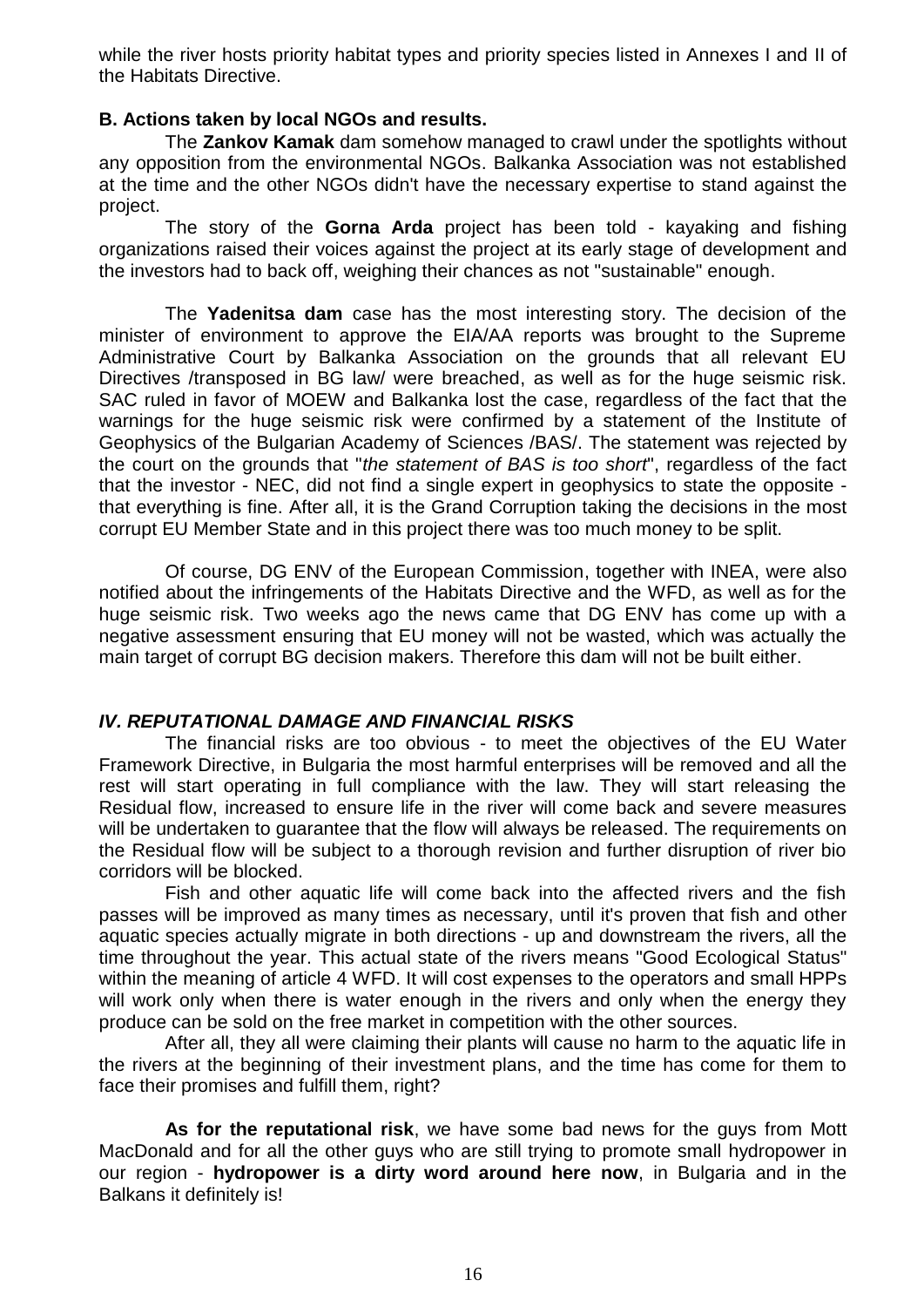while the river hosts priority habitat types and priority species listed in Annexes I and II of the Habitats Directive.

**B. Actions taken by local NGOs and results.**

The **Zankov Kamak** dam somehow managed to crawl under the spotlights without any opposition from the environmental NGOs. Balkanka Association was not established at the time and the other NGOs didn't have the necessary expertise to stand against the project.

The story of the **Gorna Arda** project has been told - kayaking and fishing organizations raised their voices against the project at its early stage of development and the investors had to back off, weighing their chances as not "sustainable" enough.

The **Yadenitsa dam** case has the most interesting story. The decision of the minister of environment to approve the EIA/AA reports was brought to the Supreme Administrative Court by Balkanka Association on the grounds that all relevant EU Directives /transposed in BG law/ were breached, as well as for the huge seismic risk. SAC ruled in favor of MOEW and Balkanka lost the case, regardless of the fact that the warnings for the huge seismic risk were confirmed by a statement of the Institute of Geophysics of the Bulgarian Academy of Sciences /BAS/. The statement was rejected by the court on the grounds that "*the statement of BAS is too short*", regardless of the fact that the investor - NEC, did not find a single expert in geophysics to state the opposite - that everything is fine. After all, it is the Grand Corruption taking the decisions in the most corrupt EU Member State and in this project there was too much money to be split.

Of course, DG ENV of the European Commission, together with INEA, were also notified about the infringements of the Habitats Directive and the WFD, as well as for the huge seismic risk. Two weeks ago the news came that DG ENV has come up with a negative assessment ensuring that EU money will not be wasted, which was actually the main target of corrupt BG decision makers. Therefore this dam will not be built either.

### *IV. REPUTATIONAL DAMAGE AND FINANCIAL RISKS*

The financial risks are too obvious - to meet the objectives of the EU Water Framework Directive, in Bulgaria the most harmful enterprises will be removed and all the rest will start operating in full compliance with the law. They will start releasing the Residual flow, increased to ensure life in the river will come back and severe measures will be undertaken to guarantee that the flow will always be released. The requirements on the Residual flow will be subject to a thorough revision and further disruption of river bio corridors will be blocked.

Fish and other aquatic life will come back into the affected rivers and the fish passes will be improved as many times as necessary, until it's proven that fish and other aquatic species actually migrate in both directions - up and downstream the rivers, all the time throughout the year. This actual state of the rivers means "Good Ecological Status" within the meaning of article 4 WFD. It will cost expenses to the operators and small HPPs will work only when there is water enough in the rivers and only when the energy they produce can be sold on the free market in competition with the other sources.

After all, they all were claiming their plants will cause no harm to the aquatic life in the rivers at the beginning of their investment plans, and the time has come for them to face their promises and fulfill them, right?

**As for the reputational risk**, we have some bad news for the guys from Mott MacDonald and for all the other guys who are still trying to promote small hydropower in our region - **hydropower is a dirty word around here now**, in Bulgaria and in the Balkans it definitely is!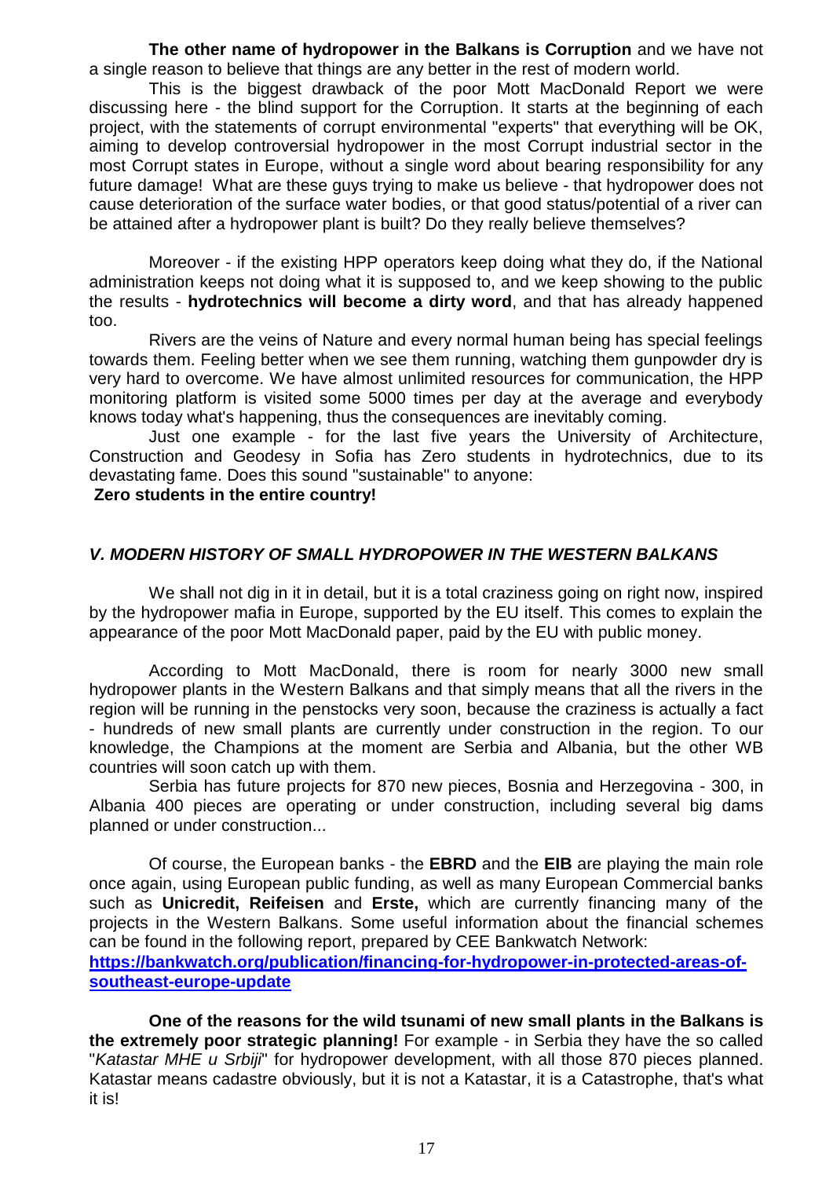**The other name of hydropower in the Balkans is Corruption** and we have not a single reason to believe that things are any better in the rest of modern world.

This is the biggest drawback of the poor Mott MacDonald Report we were discussing here - the blind support for the Corruption. It starts at the beginning of each project, with the statements of corrupt environmental "experts" that everything will be OK, aiming to develop controversial hydropower in the most Corrupt industrial sector in the most Corrupt states in Europe, without a single word about bearing responsibility for any future damage! What are these guys trying to make us believe - that hydropower does not cause deterioration of the surface water bodies, or that good status/potential of a river can be attained after a hydropower plant is built? Do they really believe themselves?

Moreover - if the existing HPP operators keep doing what they do, if the National administration keeps not doing what it is supposed to, and we keep showing to the public the results - **hydrotechnics will become a dirty word**, and that has already happened too.

Rivers are the veins of Nature and every normal human being has special feelings towards them. Feeling better when we see them running, watching them gunpowder dry is very hard to overcome. We have almost unlimited resources for communication, the HPP monitoring platform is visited some 5000 times per day at the average and everybody knows today what's happening, thus the consequences are inevitably coming.

Just one example - for the last five years the University of Architecture, Construction and Geodesy in Sofia has Zero students in hydrotechnics, due to its devastating fame. Does this sound "sustainable" to anyone:

**Zero students in the entire country!**

## *V. MODERN HISTORY OF SMALL HYDROPOWER IN THE WESTERN BALKANS*

We shall not dig in it in detail, but it is a total craziness going on right now, inspired by the hydropower mafia in Europe, supported by the EU itself. This comes to explain the appearance of the poor Mott MacDonald paper, paid by the EU with public money.

According to Mott MacDonald, there is room for nearly 3000 new small hydropower plants in the Western Balkans and that simply means that all the rivers in the region will be running in the penstocks very soon, because the craziness is actually a fact - hundreds of new small plants are currently under construction in the region. To our knowledge, the Champions at the moment are Serbia and Albania, but the other WB countries will soon catch up with them.

Serbia has future projects for 870 new pieces, Bosnia and Herzegovina - 300, in Albania 400 pieces are operating or under construction, including several big dams planned or under construction...

Of course, the European banks - the **EBRD** and the **EIB** are playing the main role once again, using European public funding, as well as many European Commercial banks such as **Unicredit, Reifeisen** and **Erste,** which are currently financing many of the projects in the Western Balkans. Some useful information about the financial schemes can be found in the following report, prepared by CEE Bankwatch Network:
**https://bankwatch.org/publication/financing-for-hydropower-in-protected-areas-of-southeast-europe-update**

**One of the reasons for the wild tsunami of new small plants in the Balkans is the extremely poor strategic planning!** For example - in Serbia they have the so called "*Katastar MHE u Srbiji*" for hydropower development, with all those 870 pieces planned. Katastar means cadastre obviously, but it is not a Katastar, it is a Catastrophe, that's what it is!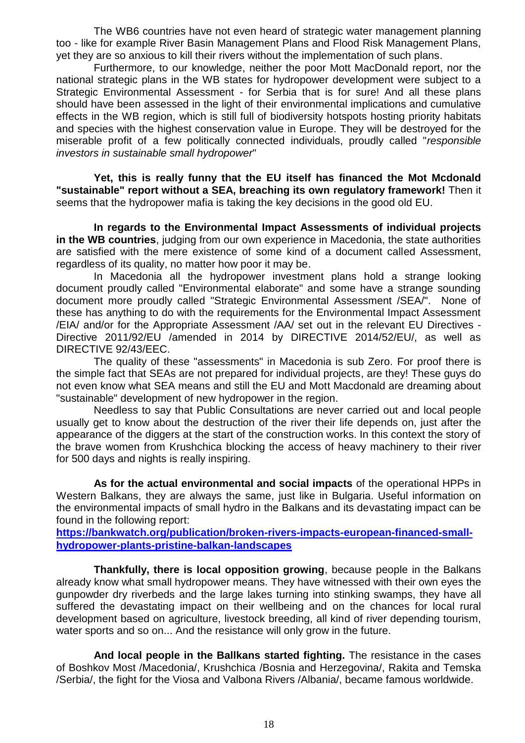The WB6 countries have not even heard of strategic water management planning too - like for example River Basin Management Plans and Flood Risk Management Plans, yet they are so anxious to kill their rivers without the implementation of such plans.

Furthermore, to our knowledge, neither the poor Mott MacDonald report, nor the national strategic plans in the WB states for hydropower development were subject to a Strategic Environmental Assessment - for Serbia that is for sure! And all these plans should have been assessed in the light of their environmental implications and cumulative effects in the WB region, which is still full of biodiversity hotspots hosting priority habitats and species with the highest conservation value in Europe. They will be destroyed for the miserable profit of a few politically connected individuals, proudly called "*responsible investors in sustainable small hydropower*"

**Yet, this is really funny that the EU itself has financed the Mot Mcdonald "sustainable" report without a SEA, breaching its own regulatory framework!** Then it seems that the hydropower mafia is taking the key decisions in the good old EU.

**In regards to the Environmental Impact Assessments of individual projects in the WB countries**, judging from our own experience in Macedonia, the state authorities are satisfied with the mere existence of some kind of a document called Assessment, regardless of its quality, no matter how poor it may be.

In Macedonia all the hydropower investment plans hold a strange looking document proudly called "Environmental elaborate" and some have a strange sounding document more proudly called "Strategic Environmental Assessment /SEA/". None of these has anything to do with the requirements for the Environmental Impact Assessment /EIA/ and/or for the Appropriate Assessment /AA/ set out in the relevant EU Directives - Directive 2011/92/EU /amended in 2014 by DIRECTIVE 2014/52/EU/, as well as DIRECTIVE 92/43/EEC.

The quality of these "assessments" in Macedonia is sub Zero. For proof there is the simple fact that SEAs are not prepared for individual projects, are they! These guys do not even know what SEA means and still the EU and Mott Macdonald are dreaming about "sustainable" development of new hydropower in the region.

Needless to say that Public Consultations are never carried out and local people usually get to know about the destruction of the river their life depends on, just after the appearance of the diggers at the start of the construction works. In this context the story of the brave women from Krushchica blocking the access of heavy machinery to their river for 500 days and nights is really inspiring.

**As for the actual environmental and social impacts** of the operational HPPs in Western Balkans, they are always the same, just like in Bulgaria. Useful information on the environmental impacts of small hydro in the Balkans and its devastating impact can be found in the following report:
**https://bankwatch.org/publication/broken-rivers-impacts-european-financed-small-hydropower-plants-pristine-balkan-landscapes**

**Thankfully, there is local opposition growing**, because people in the Balkans already know what small hydropower means. They have witnessed with their own eyes the gunpowder dry riverbeds and the large lakes turning into stinking swamps, they have all suffered the devastating impact on their wellbeing and on the chances for local rural development based on agriculture, livestock breeding, all kind of river depending tourism, water sports and so on... And the resistance will only grow in the future.

**And local people in the Ballkans started fighting.** The resistance in the cases of Boshkov Most /Macedonia/, Krushchica /Bosnia and Herzegovina/, Rakita and Temska /Serbia/, the fight for the Viosa and Valbona Rivers /Albania/, became famous worldwide.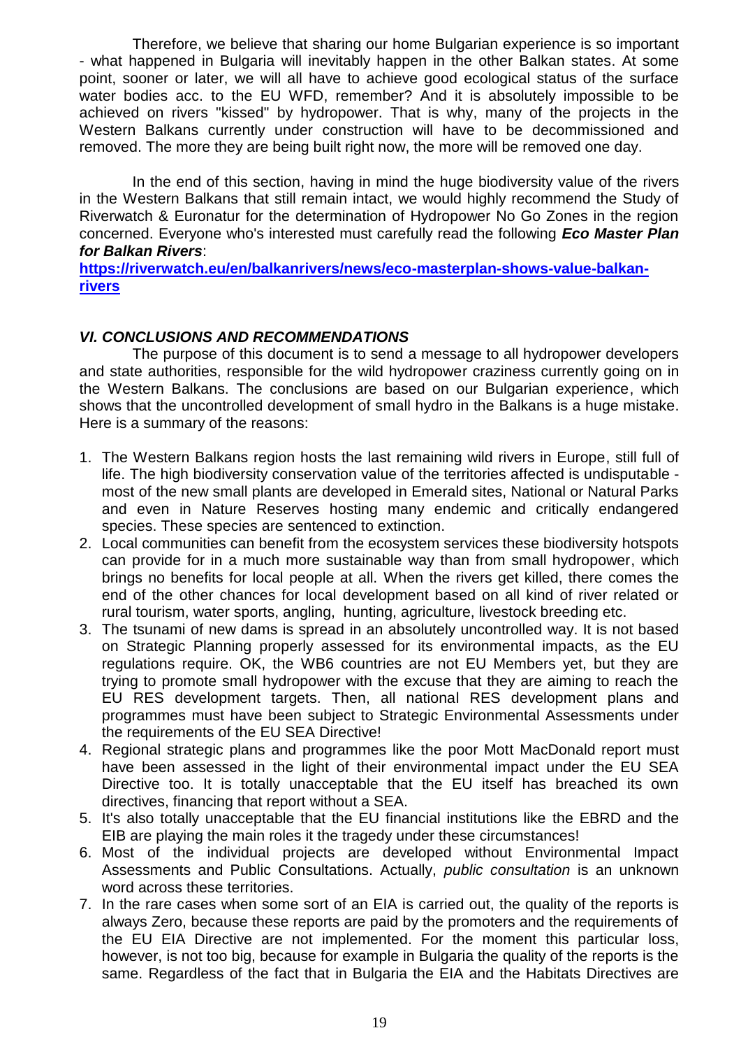Therefore, we believe that sharing our home Bulgarian experience is so important - what happened in Bulgaria will inevitably happen in the other Balkan states. At some point, sooner or later, we will all have to achieve good ecological status of the surface water bodies acc. to the EU WFD, remember? And it is absolutely impossible to be achieved on rivers "kissed" by hydropower. That is why, many of the projects in the Western Balkans currently under construction will have to be decommissioned and removed. The more they are being built right now, the more will be removed one day.

In the end of this section, having in mind the huge biodiversity value of the rivers in the Western Balkans that still remain intact, we would highly recommend the Study of Riverwatch & Euronatur for the determination of Hydropower No Go Zones in the region concerned. Everyone who's interested must carefully read the following ***Eco Master Plan for Balkan Rivers***:
**[https://riverwatch.eu/en/balkanrivers/news/eco-masterplan-shows-value-balkan-rivers](https://riverwatch.eu/en/balkanrivers/news/eco-masterplan-shows-value-balkan-rivers)**

### *VI. CONCLUSIONS AND RECOMMENDATIONS*

The purpose of this document is to send a message to all hydropower developers and state authorities, responsible for the wild hydropower craziness currently going on in the Western Balkans. The conclusions are based on our Bulgarian experience, which shows that the uncontrolled development of small hydro in the Balkans is a huge mistake. Here is a summary of the reasons:

1. The Western Balkans region hosts the last remaining wild rivers in Europe, still full of life. The high biodiversity conservation value of the territories affected is undisputable - most of the new small plants are developed in Emerald sites, National or Natural Parks and even in Nature Reserves hosting many endemic and critically endangered species. These species are sentenced to extinction.
2. Local communities can benefit from the ecosystem services these biodiversity hotspots can provide for in a much more sustainable way than from small hydropower, which brings no benefits for local people at all. When the rivers get killed, there comes the end of the other chances for local development based on all kind of river related or rural tourism, water sports, angling, hunting, agriculture, livestock breeding etc.
3. The tsunami of new dams is spread in an absolutely uncontrolled way. It is not based on Strategic Planning properly assessed for its environmental impacts, as the EU regulations require. OK, the WB6 countries are not EU Members yet, but they are trying to promote small hydropower with the excuse that they are aiming to reach the EU RES development targets. Then, all national RES development plans and programmes must have been subject to Strategic Environmental Assessments under the requirements of the EU SEA Directive!
4. Regional strategic plans and programmes like the poor Mott MacDonald report must have been assessed in the light of their environmental impact under the EU SEA Directive too. It is totally unacceptable that the EU itself has breached its own directives, financing that report without a SEA.
5. It's also totally unacceptable that the EU financial institutions like the EBRD and the EIB are playing the main roles it the tragedy under these circumstances!
6. Most of the individual projects are developed without Environmental Impact Assessments and Public Consultations. Actually, *public consultation* is an unknown word across these territories.
7. In the rare cases when some sort of an EIA is carried out, the quality of the reports is always Zero, because these reports are paid by the promoters and the requirements of the EU EIA Directive are not implemented. For the moment this particular loss, however, is not too big, because for example in Bulgaria the quality of the reports is the same. Regardless of the fact that in Bulgaria the EIA and the Habitats Directives are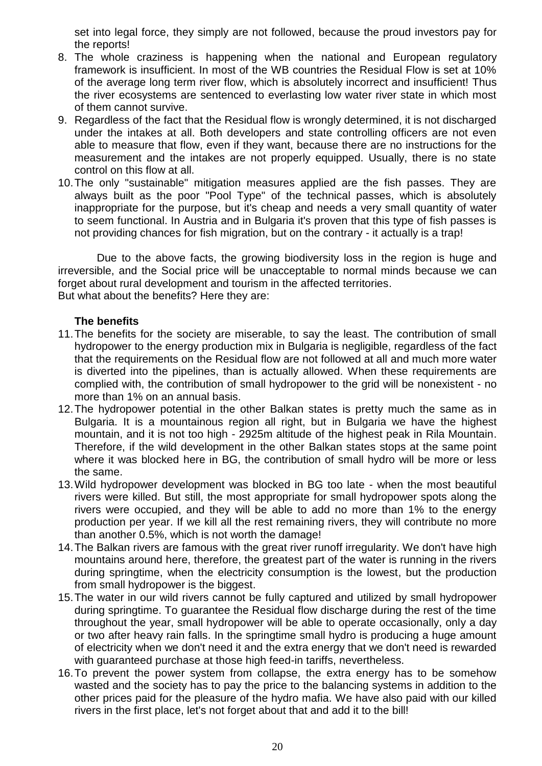set into legal force, they simply are not followed, because the proud investors pay for the reports!

8. The whole craziness is happening when the national and European regulatory framework is insufficient. In most of the WB countries the Residual Flow is set at 10% of the average long term river flow, which is absolutely incorrect and insufficient! Thus the river ecosystems are sentenced to everlasting low water river state in which most of them cannot survive.
9. Regardless of the fact that the Residual flow is wrongly determined, it is not discharged under the intakes at all. Both developers and state controlling officers are not even able to measure that flow, even if they want, because there are no instructions for the measurement and the intakes are not properly equipped. Usually, there is no state control on this flow at all.
10. The only "sustainable" mitigation measures applied are the fish passes. They are always built as the poor "Pool Type" of the technical passes, which is absolutely inappropriate for the purpose, but it's cheap and needs a very small quantity of water to seem functional. In Austria and in Bulgaria it's proven that this type of fish passes is not providing chances for fish migration, but on the contrary - it actually is a trap!

Due to the above facts, the growing biodiversity loss in the region is huge and irreversible, and the Social price will be unacceptable to normal minds because we can forget about rural development and tourism in the affected territories.
But what about the benefits? Here they are:

**The benefits**

11. The benefits for the society are miserable, to say the least. The contribution of small hydropower to the energy production mix in Bulgaria is negligible, regardless of the fact that the requirements on the Residual flow are not followed at all and much more water is diverted into the pipelines, than is actually allowed. When these requirements are complied with, the contribution of small hydropower to the grid will be nonexistent - no more than 1% on an annual basis.
12. The hydropower potential in the other Balkan states is pretty much the same as in Bulgaria. It is a mountainous region all right, but in Bulgaria we have the highest mountain, and it is not too high - 2925m altitude of the highest peak in Rila Mountain. Therefore, if the wild development in the other Balkan states stops at the same point where it was blocked here in BG, the contribution of small hydro will be more or less the same.
13. Wild hydropower development was blocked in BG too late - when the most beautiful rivers were killed. But still, the most appropriate for small hydropower spots along the rivers were occupied, and they will be able to add no more than 1% to the energy production per year. If we kill all the rest remaining rivers, they will contribute no more than another 0.5%, which is not worth the damage!
14. The Balkan rivers are famous with the great river runoff irregularity. We don't have high mountains around here, therefore, the greatest part of the water is running in the rivers during springtime, when the electricity consumption is the lowest, but the production from small hydropower is the biggest.
15. The water in our wild rivers cannot be fully captured and utilized by small hydropower during springtime. To guarantee the Residual flow discharge during the rest of the time throughout the year, small hydropower will be able to operate occasionally, only a day or two after heavy rain falls. In the springtime small hydro is producing a huge amount of electricity when we don't need it and the extra energy that we don't need is rewarded with guaranteed purchase at those high feed-in tariffs, nevertheless.
16. To prevent the power system from collapse, the extra energy has to be somehow wasted and the society has to pay the price to the balancing systems in addition to the other prices paid for the pleasure of the hydro mafia. We have also paid with our killed rivers in the first place, let's not forget about that and add it to the bill!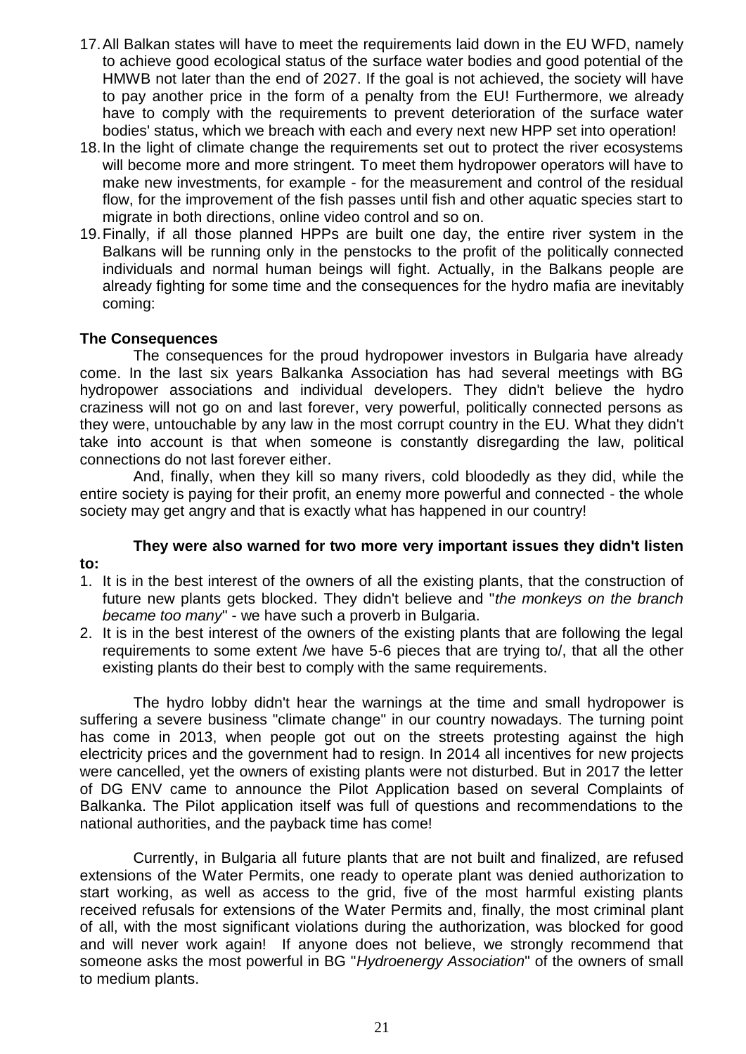17. All Balkan states will have to meet the requirements laid down in the EU WFD, namely to achieve good ecological status of the surface water bodies and good potential of the HMWB not later than the end of 2027. If the goal is not achieved, the society will have to pay another price in the form of a penalty from the EU! Furthermore, we already have to comply with the requirements to prevent deterioration of the surface water bodies' status, which we breach with each and every next new HPP set into operation!
18. In the light of climate change the requirements set out to protect the river ecosystems will become more and more stringent. To meet them hydropower operators will have to make new investments, for example - for the measurement and control of the residual flow, for the improvement of the fish passes until fish and other aquatic species start to migrate in both directions, online video control and so on.
19. Finally, if all those planned HPPs are built one day, the entire river system in the Balkans will be running only in the penstocks to the profit of the politically connected individuals and normal human beings will fight. Actually, in the Balkans people are already fighting for some time and the consequences for the hydro mafia are inevitably coming:

**The Consequences**

The consequences for the proud hydropower investors in Bulgaria have already come. In the last six years Balkanka Association has had several meetings with BG hydropower associations and individual developers. They didn't believe the hydro craziness will not go on and last forever, very powerful, politically connected persons as they were, untouchable by any law in the most corrupt country in the EU. What they didn't take into account is that when someone is constantly disregarding the law, political connections do not last forever either.

And, finally, when they kill so many rivers, cold bloodedly as they did, while the entire society is paying for their profit, an enemy more powerful and connected - the whole society may get angry and that is exactly what has happened in our country!

**They were also warned for two more very important issues they didn't listen to:**

1. It is in the best interest of the owners of all the existing plants, that the construction of future new plants gets blocked. They didn't believe and "*the monkeys on the branch became too many*" - we have such a proverb in Bulgaria.
2. It is in the best interest of the owners of the existing plants that are following the legal requirements to some extent /we have 5-6 pieces that are trying to/, that all the other existing plants do their best to comply with the same requirements.

The hydro lobby didn't hear the warnings at the time and small hydropower is suffering a severe business "climate change" in our country nowadays. The turning point has come in 2013, when people got out on the streets protesting against the high electricity prices and the government had to resign. In 2014 all incentives for new projects were cancelled, yet the owners of existing plants were not disturbed. But in 2017 the letter of DG ENV came to announce the Pilot Application based on several Complaints of Balkanka. The Pilot application itself was full of questions and recommendations to the national authorities, and the payback time has come!

Currently, in Bulgaria all future plants that are not built and finalized, are refused extensions of the Water Permits, one ready to operate plant was denied authorization to start working, as well as access to the grid, five of the most harmful existing plants received refusals for extensions of the Water Permits and, finally, the most criminal plant of all, with the most significant violations during the authorization, was blocked for good and will never work again! If anyone does not believe, we strongly recommend that someone asks the most powerful in BG "*Hydroenergy Association*" of the owners of small to medium plants.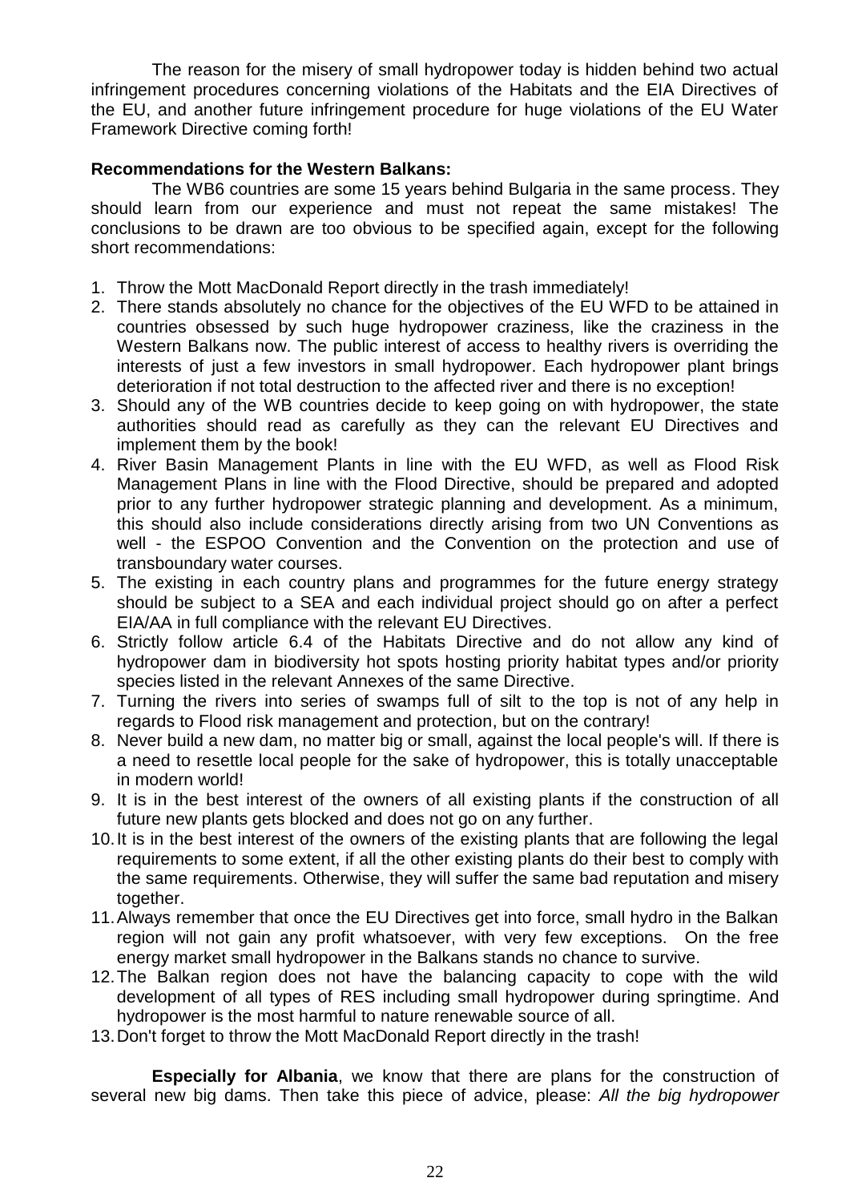The reason for the misery of small hydropower today is hidden behind two actual infringement procedures concerning violations of the Habitats and the EIA Directives of the EU, and another future infringement procedure for huge violations of the EU Water Framework Directive coming forth!

**Recommendations for the Western Balkans:**

The WB6 countries are some 15 years behind Bulgaria in the same process. They should learn from our experience and must not repeat the same mistakes! The conclusions to be drawn are too obvious to be specified again, except for the following short recommendations:

1. Throw the Mott MacDonald Report directly in the trash immediately!
2. There stands absolutely no chance for the objectives of the EU WFD to be attained in countries obsessed by such huge hydropower craziness, like the craziness in the Western Balkans now. The public interest of access to healthy rivers is overriding the interests of just a few investors in small hydropower. Each hydropower plant brings deterioration if not total destruction to the affected river and there is no exception!
3. Should any of the WB countries decide to keep going on with hydropower, the state authorities should read as carefully as they can the relevant EU Directives and implement them by the book!
4. River Basin Management Plants in line with the EU WFD, as well as Flood Risk Management Plans in line with the Flood Directive, should be prepared and adopted prior to any further hydropower strategic planning and development. As a minimum, this should also include considerations directly arising from two UN Conventions as well - the ESPOO Convention and the Convention on the protection and use of transboundary water courses.
5. The existing in each country plans and programmes for the future energy strategy should be subject to a SEA and each individual project should go on after a perfect EIA/AA in full compliance with the relevant EU Directives.
6. Strictly follow article 6.4 of the Habitats Directive and do not allow any kind of hydropower dam in biodiversity hot spots hosting priority habitat types and/or priority species listed in the relevant Annexes of the same Directive.
7. Turning the rivers into series of swamps full of silt to the top is not of any help in regards to Flood risk management and protection, but on the contrary!
8. Never build a new dam, no matter big or small, against the local people's will. If there is a need to resettle local people for the sake of hydropower, this is totally unacceptable in modern world!
9. It is in the best interest of the owners of all existing plants if the construction of all future new plants gets blocked and does not go on any further.
10. It is in the best interest of the owners of the existing plants that are following the legal requirements to some extent, if all the other existing plants do their best to comply with the same requirements. Otherwise, they will suffer the same bad reputation and misery together.
11. Always remember that once the EU Directives get into force, small hydro in the Balkan region will not gain any profit whatsoever, with very few exceptions. On the free energy market small hydropower in the Balkans stands no chance to survive.
12. The Balkan region does not have the balancing capacity to cope with the wild development of all types of RES including small hydropower during springtime. And hydropower is the most harmful to nature renewable source of all.
13. Don't forget to throw the Mott MacDonald Report directly in the trash!

**Especially for Albania**, we know that there are plans for the construction of several new big dams. Then take this piece of advice, please: *All the big hydropower*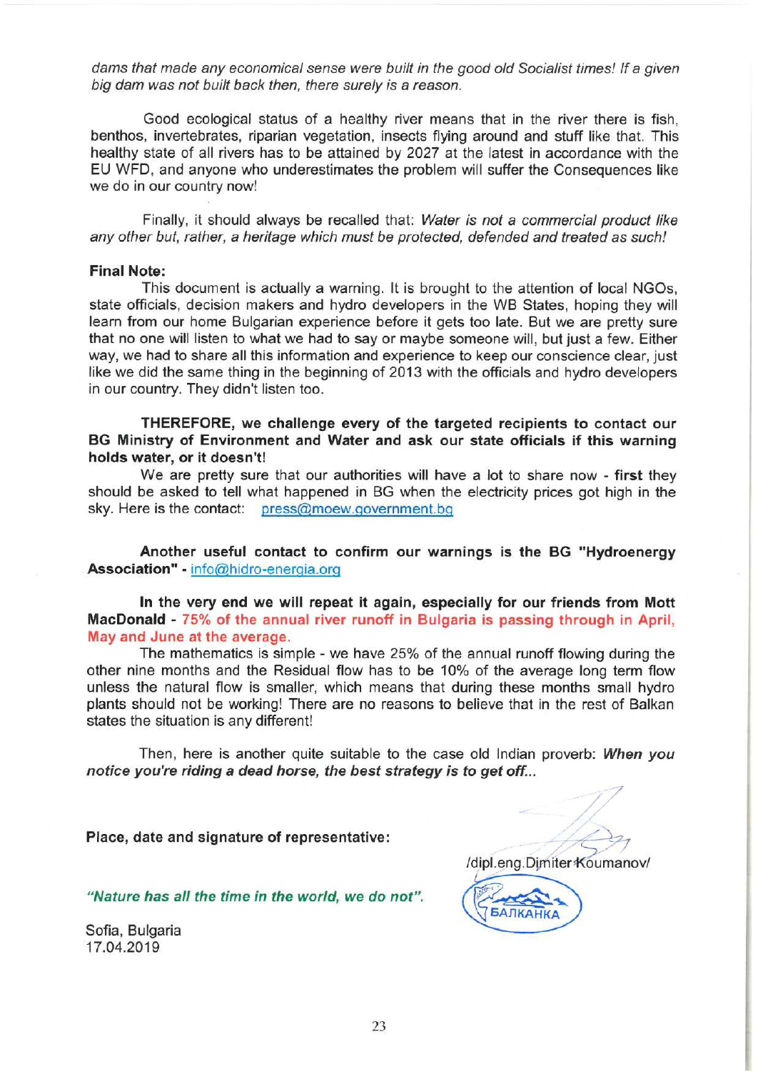*dams that made any economical sense were built in the good old Socialist times! If a given big dam was not built back then, there surely is a reason.*

Good ecological status of a healthy river means that in the river there is fish, benthos, invertebrates, riparian vegetation, insects flying around and stuff like that. This healthy state of all rivers has to be attained by 2027 at the latest in accordance with the EU WFD, and anyone who underestimates the problem will suffer the Consequences like we do in our country now!

Finally, it should always be recalled that: *Water is not a commercial product like any other but, rather, a heritage which must be protected, defended and treated as such!*

**Final Note:**

This document is actually a warning. It is brought to the attention of local NGOs, state officials, decision makers and hydro developers in the WB States, hoping they will learn from our home Bulgarian experience before it gets too late. But we are pretty sure that no one will listen to what we had to say or maybe someone will, but just a few. Either way, we had to share all this information and experience to keep our conscience clear, just like we did the same thing in the beginning of 2013 with the officials and hydro developers in our country. They didn't listen too.

**THEREFORE, we challenge every of the targeted recipients to contact our BG Ministry of Environment and Water and ask our state officials if this warning holds water, or it doesn't!**

We are pretty sure that our authorities will have a lot to share now - **first** they should be asked to tell what happened in BG when the electricity prices got high in the sky. Here is the contact: press@moew.government.bg

**Another useful contact to confirm our warnings is the BG "Hydroenergy Association"** - info@hidro-energia.org

**In the very end we will repeat it again, especially for our friends from Mott MacDonald - 75% of the annual river runoff in Bulgaria is passing through in April, May and June at the average.**

The mathematics is simple - we have 25% of the annual runoff flowing during the other nine months and the Residual flow has to be 10% of the average long term flow unless the natural flow is smaller, which means that during these months small hydro plants should not be working! There are no reasons to believe that in the rest of Balkan states the situation is any different!

Then, here is another quite suitable to the case old Indian proverb: ***When you notice you're riding a dead horse, the best strategy is to get off...***

**Place, date and signature of representative:**

/dipl.eng.Dimiter Koumanov/

БАЛКАНКА

***"Nature has all the time in the world, we do not".***

Sofia, Bulgaria
17.04.2019